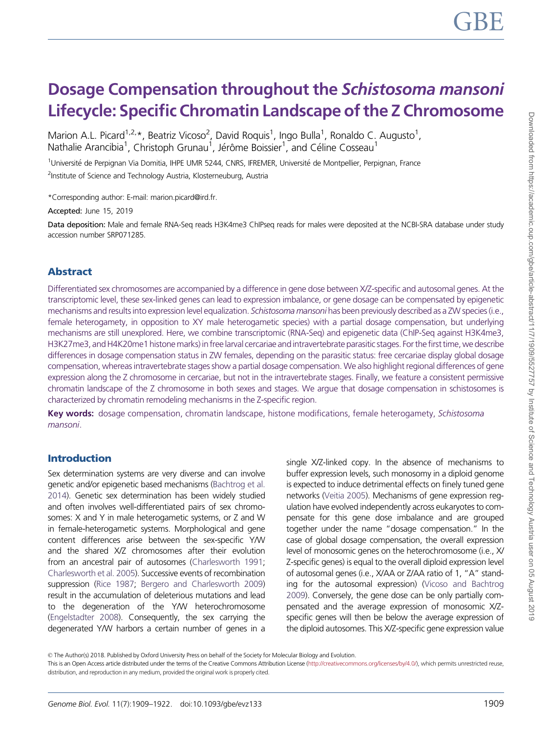# Dosage Compensation throughout the *Schistosoma mansoni* Lifecycle: Specific Chromatin Landscape of the Z Chromosome

Marion A.L. Picard[1,2,*], Beatriz Vicoso[2], David Roquis[1], Ingo Bulla[1], Ronaldo C. Augusto[1], Nathalie Arancibia[1], Christoph Grunau[1], Jérôme Boissier[1], and Céline Cosseau[1]

[1]Université de Perpignan Via Domitia, IHPE UMR 5244, CNRS, IFREMER, Université de Montpellier, Perpignan, France

[2]Institute of Science and Technology Austria, Klosterneuburg, Austria

*Corresponding author: E-mail: marion.picard@ird.fr.

**Accepted:** June 15, 2019

**Data deposition:** Male and female RNA-Seq reads H3K4me3 ChIPseq reads for males were deposited at the NCBI-SRA database under study accession number SRP071285.

## Abstract

Differentiated sex chromosomes are accompanied by a difference in gene dose between X/Z-specific and autosomal genes. At the transcriptomic level, these sex-linked genes can lead to expression imbalance, or gene dosage can be compensated by epigenetic mechanisms and results into expression level equalization. *Schistosoma mansoni* has been previously described as a ZW species (i.e., female heterogamety, in opposition to XY male heterogametic species) with a partial dosage compensation, but underlying mechanisms are still unexplored. Here, we combine transcriptomic (RNA-Seq) and epigenetic data (ChIP-Seq against H3K4me3, H3K27me3, and H4K20me1 histone marks) in free larval cercariae and intravertebrate parasitic stages. For the first time, we describe differences in dosage compensation status in ZW females, depending on the parasitic status: free cercariae display global dosage compensation, whereas intravertebrate stages show a partial dosage compensation. We also highlight regional differences of gene expression along the Z chromosome in cercariae, but not in the intravertebrate stages. Finally, we feature a consistent permissive chromatin landscape of the Z chromosome in both sexes and stages. We argue that dosage compensation in schistosomes is characterized by chromatin remodeling mechanisms in the Z-specific region.

**Key words:** dosage compensation, chromatin landscape, histone modifications, female heterogamety, *Schistosoma mansoni*.

## Introduction

Sex determination systems are very diverse and can involve genetic and/or epigenetic based mechanisms (Bachtrog et al. 2014). Genetic sex determination has been widely studied and often involves well-differentiated pairs of sex chromosomes: X and Y in male heterogametic systems, or Z and W in female-heterogametic systems. Morphological and gene content differences arise between the sex-specific Y/W and the shared X/Z chromosomes after their evolution from an ancestral pair of autosomes (Charlesworth 1991; Charlesworth et al. 2005). Successive events of recombination suppression (Rice 1987; Bergero and Charlesworth 2009) result in the accumulation of deleterious mutations and lead to the degeneration of the Y/W heterochromosome (Engelstadter 2008). Consequently, the sex carrying the degenerated Y/W harbors a certain number of genes in a single X/Z-linked copy. In the absence of mechanisms to buffer expression levels, such monosomy in a diploid genome is expected to induce detrimental effects on finely tuned gene networks (Veitia 2005). Mechanisms of gene expression regulation have evolved independently across eukaryotes to compensate for this gene dose imbalance and are grouped together under the name "dosage compensation." In the case of global dosage compensation, the overall expression level of monosomic genes on the heterochromosome (i.e., X/Z-specific genes) is equal to the overall diploid expression level of autosomal genes (i.e., X/AA or Z/AA ratio of 1, "A" standing for the autosomal expression) (Vicoso and Bachtrog 2009). Conversely, the gene dose can be only partially compensated and the average expression of monosomic X/Z-specific genes will then be below the average expression of the diploid autosomes. This X/Z-specific gene expression value

© The Author(s) 2018. Published by Oxford University Press on behalf of the Society for Molecular Biology and Evolution.
This is an Open Access article distributed under the terms of the Creative Commons Attribution License (http://creativecommons.org/licenses/by/4.0/), which permits unrestricted reuse, distribution, and reproduction in any medium, provided the original work is properly cited.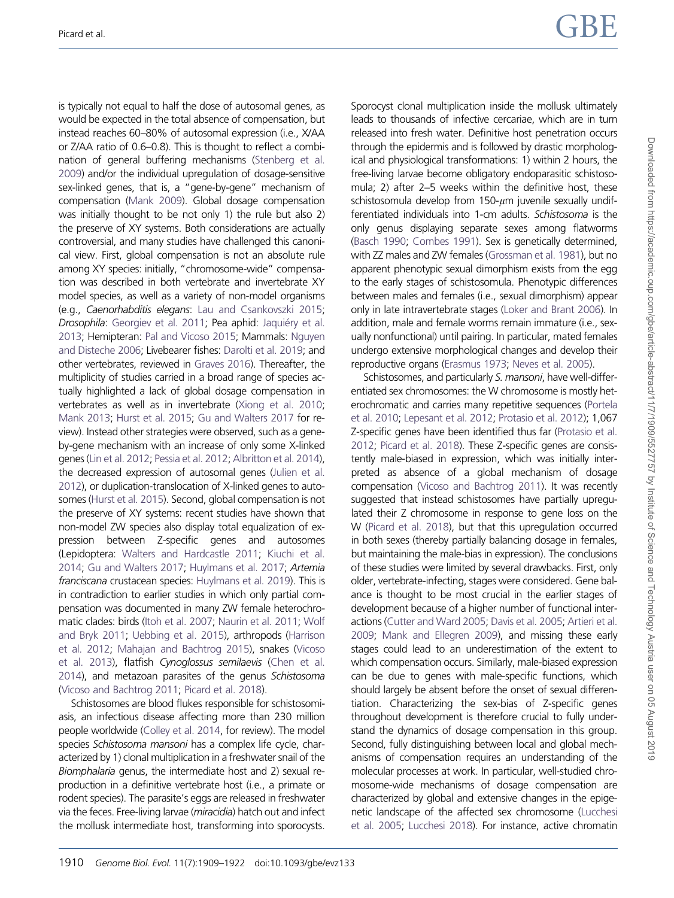is typically not equal to half the dose of autosomal genes, as would be expected in the total absence of compensation, but instead reaches 60–80% of autosomal expression (i.e., X/AA or Z/AA ratio of 0.6–0.8). This is thought to reflect a combination of general buffering mechanisms (Stenberg et al. 2009) and/or the individual upregulation of dosage-sensitive sex-linked genes, that is, a "gene-by-gene" mechanism of compensation (Mank 2009). Global dosage compensation was initially thought to be not only 1) the rule but also 2) the preserve of XY systems. Both considerations are actually controversial, and many studies have challenged this canonical view. First, global compensation is not an absolute rule among XY species: initially, "chromosome-wide" compensation was described in both vertebrate and invertebrate XY model species, as well as a variety of non-model organisms (e.g., *Caenorhabditis elegans*: Lau and Csankovszki 2015; *Drosophila*: Georgiev et al. 2011; Pea aphid: Jaquiéry et al. 2013; Hemipteran: Pal and Vicoso 2015; Mammals: Nguyen and Disteche 2006; Livebearer fishes: Darolti et al. 2019; and other vertebrates, reviewed in Graves 2016). Thereafter, the multiplicity of studies carried in a broad range of species actually highlighted a lack of global dosage compensation in vertebrates as well as in invertebrate (Xiong et al. 2010; Mank 2013; Hurst et al. 2015; Gu and Walters 2017 for review). Instead other strategies were observed, such as a gene-by-gene mechanism with an increase of only some X-linked genes (Lin et al. 2012; Pessia et al. 2012; Albritton et al. 2014), the decreased expression of autosomal genes (Julien et al. 2012), or duplication-translocation of X-linked genes to autosomes (Hurst et al. 2015). Second, global compensation is not the preserve of XY systems: recent studies have shown that non-model ZW species also display total equalization of expression between Z-specific genes and autosomes (Lepidoptera: Walters and Hardcastle 2011; Kiuchi et al. 2014; Gu and Walters 2017; Huylmans et al. 2017; *Artemia franciscana* crustacean species: Huylmans et al. 2019). This is in contradiction to earlier studies in which only partial compensation was documented in many ZW female heterochromatic clades: birds (Itoh et al. 2007; Naurin et al. 2011; Wolf and Bryk 2011; Uebbing et al. 2015), arthropods (Harrison et al. 2012; Mahajan and Bachtrog 2015), snakes (Vicoso et al. 2013), flatfish *Cynoglossus semilaevis* (Chen et al. 2014), and metazoan parasites of the genus *Schistosoma* (Vicoso and Bachtrog 2011; Picard et al. 2018).

Schistosomes are blood flukes responsible for schistosomiasis, an infectious disease affecting more than 230 million people worldwide (Colley et al. 2014, for review). The model species *Schistosoma mansoni* has a complex life cycle, characterized by 1) clonal multiplication in a freshwater snail of the *Biomphalaria* genus, the intermediate host and 2) sexual reproduction in a definitive vertebrate host (i.e., a primate or rodent species). The parasite's eggs are released in freshwater via the feces. Free-living larvae (*miracidia*) hatch out and infect the mollusk intermediate host, transforming into sporocysts. Sporocyst clonal multiplication inside the mollusk ultimately leads to thousands of infective cercariae, which are in turn released into fresh water. Definitive host penetration occurs through the epidermis and is followed by drastic morphological and physiological transformations: 1) within 2 hours, the free-living larvae become obligatory endoparasitic schistosomula; 2) after 2–5 weeks within the definitive host, these schistosomula develop from 150-$\mu$m juvenile sexually undifferentiated individuals into 1-cm adults. *Schistosoma* is the only genus displaying separate sexes among flatworms (Basch 1990; Combes 1991). Sex is genetically determined, with ZZ males and ZW females (Grossman et al. 1981), but no apparent phenotypic sexual dimorphism exists from the egg to the early stages of schistosomula. Phenotypic differences between males and females (i.e., sexual dimorphism) appear only in late intravertebrate stages (Loker and Brant 2006). In addition, male and female worms remain immature (i.e., sexually nonfunctional) until pairing. In particular, mated females undergo extensive morphological changes and develop their reproductive organs (Erasmus 1973; Neves et al. 2005).

Schistosomes, and particularly *S. mansoni*, have well-differentiated sex chromosomes: the W chromosome is mostly heterochromatic and carries many repetitive sequences (Portela et al. 2010; Lepesant et al. 2012; Protasio et al. 2012); 1,067 Z-specific genes have been identified thus far (Protasio et al. 2012; Picard et al. 2018). These Z-specific genes are consistently male-biased in expression, which was initially interpreted as absence of a global mechanism of dosage compensation (Vicoso and Bachtrog 2011). It was recently suggested that instead schistosomes have partially upregulated their Z chromosome in response to gene loss on the W (Picard et al. 2018), but that this upregulation occurred in both sexes (thereby partially balancing dosage in females, but maintaining the male-bias in expression). The conclusions of these studies were limited by several drawbacks. First, only older, vertebrate-infecting, stages were considered. Gene balance is thought to be most crucial in the earlier stages of development because of a higher number of functional interactions (Cutter and Ward 2005; Davis et al. 2005; Artieri et al. 2009; Mank and Ellegren 2009), and missing these early stages could lead to an underestimation of the extent to which compensation occurs. Similarly, male-biased expression can be due to genes with male-specific functions, which should largely be absent before the onset of sexual differentiation. Characterizing the sex-bias of Z-specific genes throughout development is therefore crucial to fully understand the dynamics of dosage compensation in this group. Second, fully distinguishing between local and global mechanisms of compensation requires an understanding of the molecular processes at work. In particular, well-studied chromosome-wide mechanisms of dosage compensation are characterized by global and extensive changes in the epigenetic landscape of the affected sex chromosome (Lucchesi et al. 2005; Lucchesi 2018). For instance, active chromatin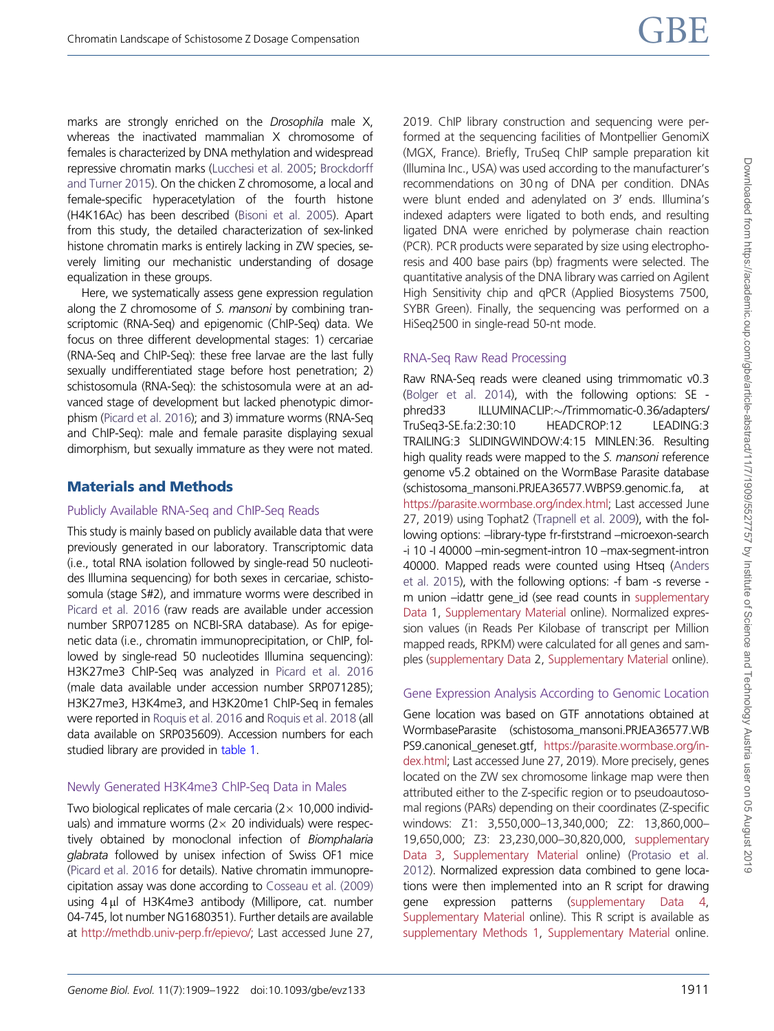marks are strongly enriched on the *Drosophila* male X, whereas the inactivated mammalian X chromosome of females is characterized by DNA methylation and widespread repressive chromatin marks (Lucchesi et al. 2005; Brockdorff and Turner 2015). On the chicken Z chromosome, a local and female-specific hyperacetylation of the fourth histone (H4K16Ac) has been described (Bisoni et al. 2005). Apart from this study, the detailed characterization of sex-linked histone chromatin marks is entirely lacking in ZW species, severely limiting our mechanistic understanding of dosage equalization in these groups.

Here, we systematically assess gene expression regulation along the Z chromosome of *S. mansoni* by combining transcriptomic (RNA-Seq) and epigenomic (ChIP-Seq) data. We focus on three different developmental stages: 1) cercariae (RNA-Seq and ChIP-Seq): these free larvae are the last fully sexually undifferentiated stage before host penetration; 2) schistosomula (RNA-Seq): the schistosomula were at an advanced stage of development but lacked phenotypic dimorphism (Picard et al. 2016); and 3) immature worms (RNA-Seq and ChIP-Seq): male and female parasite displaying sexual dimorphism, but sexually immature as they were not mated.

## Materials and Methods

### Publicly Available RNA-Seq and ChIP-Seq Reads

This study is mainly based on publicly available data that were previously generated in our laboratory. Transcriptomic data (i.e., total RNA isolation followed by single-read 50 nucleotides Illumina sequencing) for both sexes in cercariae, schistosomula (stage S#2), and immature worms were described in Picard et al. 2016 (raw reads are available under accession number SRP071285 on NCBI-SRA database). As for epigenetic data (i.e., chromatin immunoprecipitation, or ChIP, followed by single-read 50 nucleotides Illumina sequencing): H3K27me3 ChIP-Seq was analyzed in Picard et al. 2016 (male data available under accession number SRP071285); H3K27me3, H3K4me3, and H3K20me1 ChIP-Seq in females were reported in Roquis et al. 2016 and Roquis et al. 2018 (all data available on SRP035609). Accession numbers for each studied library are provided in table 1.

### Newly Generated H3K4me3 ChIP-Seq Data in Males

Two biological replicates of male cercaria (2× 10,000 individuals) and immature worms (2× 20 individuals) were respectively obtained by monoclonal infection of *Biomphalaria glabrata* followed by unisex infection of Swiss OF1 mice (Picard et al. 2016 for details). Native chromatin immunoprecipitation assay was done according to Cosseau et al. (2009) using 4 µl of H3K4me3 antibody (Millipore, cat. number 04-745, lot number NG1680351). Further details are available at http://methdb.univ-perp.fr/epievo/; Last accessed June 27, 2019. ChIP library construction and sequencing were performed at the sequencing facilities of Montpellier GenomiX (MGX, France). Briefly, TruSeq ChIP sample preparation kit (Illumina Inc., USA) was used according to the manufacturer's recommendations on 30 ng of DNA per condition. DNAs were blunt ended and adenylated on 3′ ends. Illumina's indexed adapters were ligated to both ends, and resulting ligated DNA were enriched by polymerase chain reaction (PCR). PCR products were separated by size using electrophoresis and 400 base pairs (bp) fragments were selected. The quantitative analysis of the DNA library was carried on Agilent High Sensitivity chip and qPCR (Applied Biosystems 7500, SYBR Green). Finally, the sequencing was performed on a HiSeq2500 in single-read 50-nt mode.

### RNA-Seq Raw Read Processing

Raw RNA-Seq reads were cleaned using trimmomatic v0.3 (Bolger et al. 2014), with the following options: SE -phred33 ILLUMINACLIP:~/Trimmomatic-0.36/adapters/TruSeq3-SE.fa:2:30:10 HEADCROP:12 LEADING:3 TRAILING:3 SLIDINGWINDOW:4:15 MINLEN:36. Resulting high quality reads were mapped to the *S. mansoni* reference genome v5.2 obtained on the WormBase Parasite database (schistosoma_mansoni.PRJEA36577.WBPS9.genomic.fa, at https://parasite.wormbase.org/index.html; Last accessed June 27, 2019) using Tophat2 (Trapnell et al. 2009), with the following options: –library-type fr-firststrand –microexon-search -i 10 -I 40000 –min-segment-intron 10 –max-segment-intron 40000. Mapped reads were counted using Htseq (Anders et al. 2015), with the following options: -f bam -s reverse -m union –idattr gene_id (see read counts in supplementary Data 1, Supplementary Material online). Normalized expression values (in Reads Per Kilobase of transcript per Million mapped reads, RPKM) were calculated for all genes and samples (supplementary Data 2, Supplementary Material online).

### Gene Expression Analysis According to Genomic Location

Gene location was based on GTF annotations obtained at WormbaseParasite (schistosoma_mansoni.PRJEA36577.WBPS9.canonical_geneset.gtf, https://parasite.wormbase.org/index.html; Last accessed June 27, 2019). More precisely, genes located on the ZW sex chromosome linkage map were then attributed either to the Z-specific region or to pseudoautosomal regions (PARs) depending on their coordinates (Z-specific windows: Z1: 3,550,000–13,340,000; Z2: 13,860,000–19,650,000; Z3: 23,230,000–30,820,000, supplementary Data 3, Supplementary Material online) (Protasio et al. 2012). Normalized expression data combined to gene locations were then implemented into an R script for drawing gene expression patterns (supplementary Data 4, Supplementary Material online). This R script is available as supplementary Methods 1, Supplementary Material online.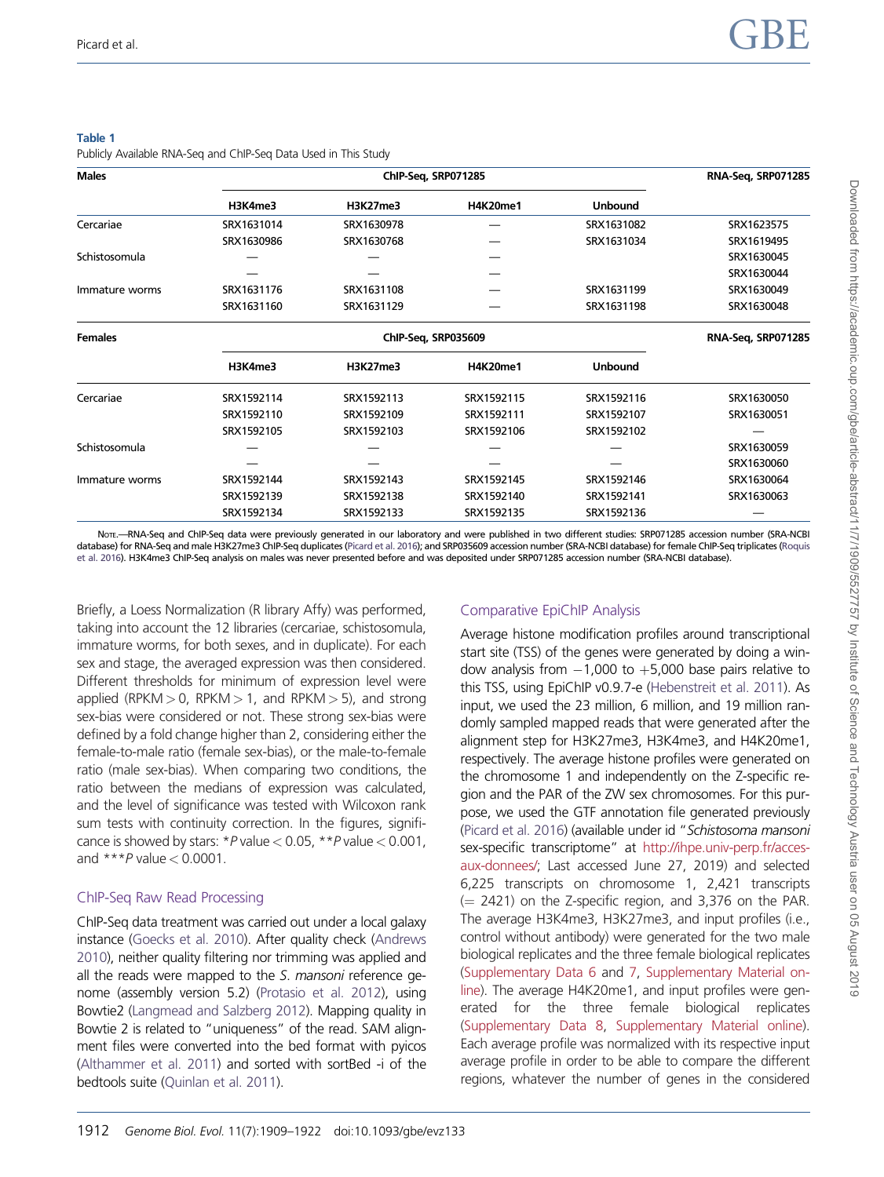**Table 1**

Publicly Available RNA-Seq and ChIP-Seq Data Used in This Study

| Males | ChIP-Seq, SRP071285 | | | | RNA-Seq, SRP071285 |
|---|---|---|---|---|---|
| | H3K4me3 | H3K27me3 | H4K20me1 | Unbound | |
| Cercariae | SRX1631014 | SRX1630978 | — | SRX1631082 | SRX1623575 |
| | SRX1630986 | SRX1630768 | — | SRX1631034 | SRX1619495 |
| Schistosomula | — | — | — | — | SRX1630045 |
| | — | — | — | | SRX1630044 |
| Immature worms | SRX1631176 | SRX1631108 | — | SRX1631199 | SRX1630049 |
| | SRX1631160 | SRX1631129 | — | SRX1631198 | SRX1630048 |
| **Females** | **ChIP-Seq, SRP035609** | | | | **RNA-Seq, SRP071285** |
| | H3K4me3 | H3K27me3 | H4K20me1 | Unbound | |
| Cercariae | SRX1592114 | SRX1592113 | SRX1592115 | SRX1592116 | SRX1630050 |
| | SRX1592110 | SRX1592109 | SRX1592111 | SRX1592107 | SRX1630051 |
| | SRX1592105 | SRX1592103 | SRX1592106 | SRX1592102 | — |
| Schistosomula | — | — | — | — | SRX1630059 |
| | — | — | — | — | SRX1630060 |
| Immature worms | SRX1592144 | SRX1592143 | SRX1592145 | SRX1592146 | SRX1630064 |
| | SRX1592139 | SRX1592138 | SRX1592140 | SRX1592141 | SRX1630063 |
| | SRX1592134 | SRX1592133 | SRX1592135 | SRX1592136 | — |

Note.—RNA-Seq and ChIP-Seq data were previously generated in our laboratory and were published in two different studies: SRP071285 accession number (SRA-NCBI database) for RNA-Seq and male H3K27me3 ChIP-Seq duplicates (Picard et al. 2016); and SRP035609 accession number (SRA-NCBI database) for female ChIP-Seq triplicates (Roquis et al. 2016). H3K4me3 ChIP-Seq analysis on males was never presented before and was deposited under SRP071285 accession number (SRA-NCBI database).

Briefly, a Loess Normalization (R library Affy) was performed, taking into account the 12 libraries (cercariae, schistosomula, immature worms, for both sexes, and in duplicate). For each sex and stage, the averaged expression was then considered. Different thresholds for minimum of expression level were applied (RPKM > 0, RPKM > 1, and RPKM > 5), and strong sex-bias were considered or not. These strong sex-bias were defined by a fold change higher than 2, considering either the female-to-male ratio (female sex-bias), or the male-to-female ratio (male sex-bias). When comparing two conditions, the ratio between the medians of expression was calculated, and the level of significance was tested with Wilcoxon rank sum tests with continuity correction. In the figures, significance is showed by stars: \**P* value < 0.05, \*\**P* value < 0.001, and \*\*\**P* value < 0.0001.

## ChIP-Seq Raw Read Processing

ChIP-Seq data treatment was carried out under a local galaxy instance (Goecks et al. 2010). After quality check (Andrews 2010), neither quality filtering nor trimming was applied and all the reads were mapped to the *S. mansoni* reference genome (assembly version 5.2) (Protasio et al. 2012), using Bowtie2 (Langmead and Salzberg 2012). Mapping quality in Bowtie 2 is related to "uniqueness" of the read. SAM alignment files were converted into the bed format with pyicos (Althammer et al. 2011) and sorted with sortBed -i of the bedtools suite (Quinlan et al. 2011).

## Comparative EpiChIP Analysis

Average histone modification profiles around transcriptional start site (TSS) of the genes were generated by doing a window analysis from −1,000 to +5,000 base pairs relative to this TSS, using EpiChIP v0.9.7-e (Hebenstreit et al. 2011). As input, we used the 23 million, 6 million, and 19 million randomly sampled mapped reads that were generated after the alignment step for H3K27me3, H3K4me3, and H4K20me1, respectively. The average histone profiles were generated on the chromosome 1 and independently on the Z-specific region and the PAR of the ZW sex chromosomes. For this purpose, we used the GTF annotation file generated previously (Picard et al. 2016) (available under id "*Schistosoma mansoni* sex-specific transcriptome" at http://ihpe.univ-perp.fr/acces-aux-donnees/; Last accessed June 27, 2019) and selected 6,225 transcripts on chromosome 1, 2,421 transcripts (= 2421) on the Z-specific region, and 3,376 on the PAR. The average H3K4me3, H3K27me3, and input profiles (i.e., control without antibody) were generated for the two male biological replicates and the three female biological replicates (Supplementary Data 6 and 7, Supplementary Material online). The average H4K20me1, and input profiles were generated for the three female biological replicates (Supplementary Data 8, Supplementary Material online). Each average profile was normalized with its respective input average profile in order to be able to compare the different regions, whatever the number of genes in the considered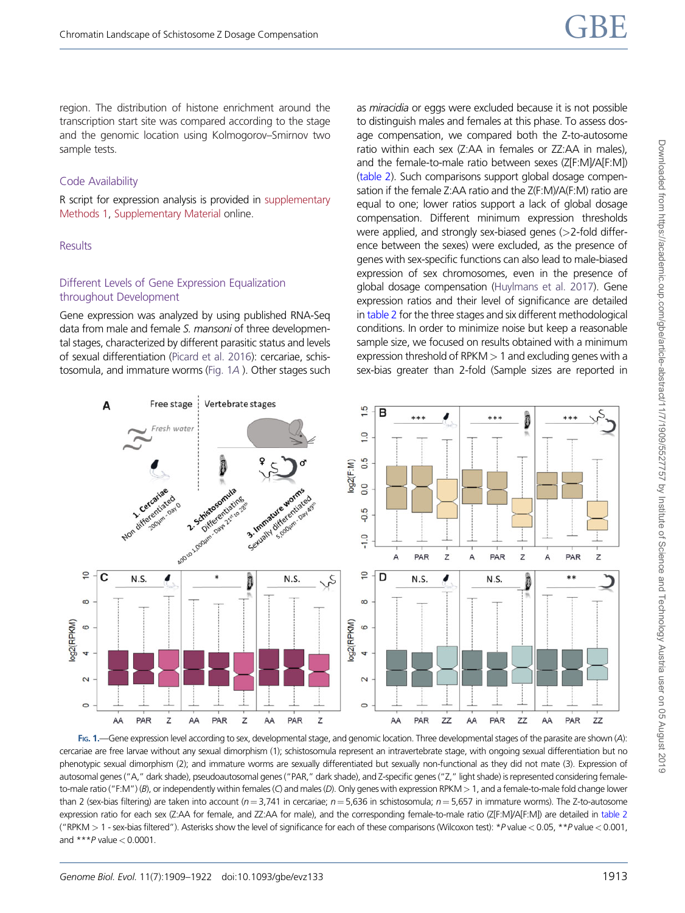region. The distribution of histone enrichment around the transcription start site was compared according to the stage and the genomic location using Kolmogorov–Smirnov two sample tests.

### Code Availability

R script for expression analysis is provided in supplementary Methods 1, Supplementary Material online.

## Results

### Different Levels of Gene Expression Equalization throughout Development

Gene expression was analyzed by using published RNA-Seq data from male and female *S. mansoni* of three developmental stages, characterized by different parasitic status and levels of sexual differentiation (Picard et al. 2016): cercariae, schistosomula, and immature worms (Fig. 1*A*). Other stages such as *miracidia* or eggs were excluded because it is not possible to distinguish males and females at this phase. To assess dosage compensation, we compared both the Z-to-autosome ratio within each sex (Z:AA in females or ZZ:AA in males), and the female-to-male ratio between sexes (Z[F:M]/A[F:M]) (table 2). Such comparisons support global dosage compensation if the female Z:AA ratio and the Z(F:M)/A(F:M) ratio are equal to one; lower ratios support a lack of global dosage compensation. Different minimum expression thresholds were applied, and strongly sex-biased genes (>2-fold difference between the sexes) were excluded, as the presence of genes with sex-specific functions can also lead to male-biased expression of sex chromosomes, even in the presence of global dosage compensation (Huylmans et al. 2017). Gene expression ratios and their level of significance are detailed in table 2 for the three stages and six different methodological conditions. In order to minimize noise but keep a reasonable sample size, we focused on results obtained with a minimum expression threshold of RPKM > 1 and excluding genes with a sex-bias greater than 2-fold (Sample sizes are reported in

Fig. 1.—Gene expression level according to sex, developmental stage, and genomic location. Three developmental stages of the parasite are shown (*A*): cercariae are free larvae without any sexual dimorphism (1); schistosomula represent an intravertebrate stage, with ongoing sexual differentiation but no phenotypic sexual dimorphism (2); and immature worms are sexually differentiated but sexually non-functional as they did not mate (3). Expression of autosomal genes ("A," dark shade), pseudoautosomal genes ("PAR," dark shade), and Z-specific genes ("Z," light shade) is represented considering female-to-male ratio ("F:M") (*B*), or independently within females (*C*) and males (*D*). Only genes with expression RPKM > 1, and a female-to-male fold change lower than 2 (sex-bias filtering) are taken into account ($n = 3,741$ in cercariae; $n = 5,636$ in schistosomula; $n = 5,657$ in immature worms). The Z-to-autosome expression ratio for each sex (Z:AA for female, and ZZ:AA for male), and the corresponding female-to-male ratio (Z[F:M]/A[F:M]) are detailed in table 2 ("RPKM > 1 - sex-bias filtered"). Asterisks show the level of significance for each of these comparisons (Wilcoxon test): \**P* value < 0.05, \*\**P* value < 0.001, and \*\*\**P* value < 0.0001.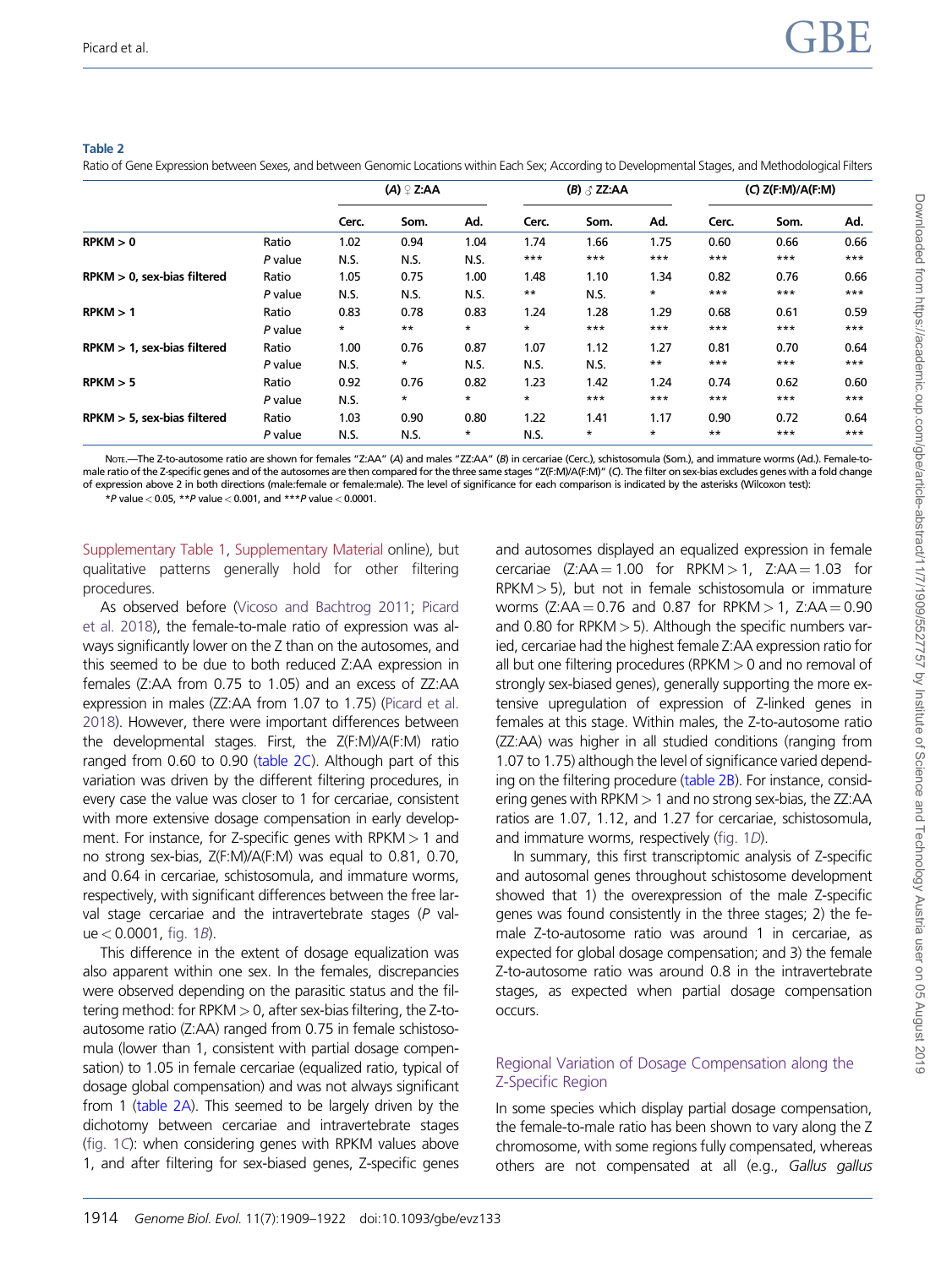**Table 2**

Ratio of Gene Expression between Sexes, and between Genomic Locations within Each Sex; According to Developmental Stages, and Methodological Filters

| | | (A) ♀ Z:AA | | | (B) ♂ ZZ:AA | | | (C) Z(F:M)/A(F:M) | | |
|---|---|---|---|---|---|---|---|---|---|---|
| | | Cerc. | Som. | Ad. | Cerc. | Som. | Ad. | Cerc. | Som. | Ad. |
| **RPKM > 0** | Ratio | 1.02 | 0.94 | 1.04 | 1.74 | 1.66 | 1.75 | 0.60 | 0.66 | 0.66 |
| | *P* value | N.S. | N.S. | N.S. | *** | *** | *** | *** | *** | *** |
| **RPKM > 0, sex-bias filtered** | Ratio | 1.05 | 0.75 | 1.00 | 1.48 | 1.10 | 1.34 | 0.82 | 0.76 | 0.66 |
| | *P* value | N.S. | N.S. | N.S. | ** | N.S. | * | *** | *** | *** |
| **RPKM > 1** | Ratio | 0.83 | 0.78 | 0.83 | 1.24 | 1.28 | 1.29 | 0.68 | 0.61 | 0.59 |
| | *P* value | * | ** | * | * | *** | *** | *** | *** | *** |
| **RPKM > 1, sex-bias filtered** | Ratio | 1.00 | 0.76 | 0.87 | 1.07 | 1.12 | 1.27 | 0.81 | 0.70 | 0.64 |
| | *P* value | N.S. | * | N.S. | N.S. | N.S. | ** | *** | *** | *** |
| **RPKM > 5** | Ratio | 0.92 | 0.76 | 0.82 | 1.23 | 1.42 | 1.24 | 0.74 | 0.62 | 0.60 |
| | *P* value | N.S. | * | * | * | *** | *** | *** | *** | *** |
| **RPKM > 5, sex-bias filtered** | Ratio | 1.03 | 0.90 | 0.80 | 1.22 | 1.41 | 1.17 | 0.90 | 0.72 | 0.64 |
| | *P* value | N.S. | N.S. | * | N.S. | * | * | ** | *** | *** |

Note.—The Z-to-autosome ratio are shown for females "Z:AA" (*A*) and males "ZZ:AA" (*B*) in cercariae (Cerc.), schistosomula (Som.), and immature worms (Ad.). Female-to-male ratio of the Z-specific genes and of the autosomes are then compared for the three same stages "Z(F:M)/A(F:M)" (*C*). The filter on sex-bias excludes genes with a fold change of expression above 2 in both directions (male:female or female:male). The level of significance for each comparison is indicated by the asterisks (Wilcoxon test): *$P$ value < 0.05, **$P$ value < 0.001, and ***$P$ value < 0.0001.

Supplementary Table 1, Supplementary Material online), but qualitative patterns generally hold for other filtering procedures.

As observed before (Vicoso and Bachtrog 2011; Picard et al. 2018), the female-to-male ratio of expression was always significantly lower on the Z than on the autosomes, and this seemed to be due to both reduced Z:AA expression in females (Z:AA from 0.75 to 1.05) and an excess of ZZ:AA expression in males (ZZ:AA from 1.07 to 1.75) (Picard et al. 2018). However, there were important differences between the developmental stages. First, the Z(F:M)/A(F:M) ratio ranged from 0.60 to 0.90 (table 2C). Although part of this variation was driven by the different filtering procedures, in every case the value was closer to 1 for cercariae, consistent with more extensive dosage compensation in early development. For instance, for Z-specific genes with RPKM > 1 and no strong sex-bias, Z(F:M)/A(F:M) was equal to 0.81, 0.70, and 0.64 in cercariae, schistosomula, and immature worms, respectively, with significant differences between the free larval stage cercariae and the intravertebrate stages ($P$ value < 0.0001, fig. 1*B*).

This difference in the extent of dosage equalization was also apparent within one sex. In the females, discrepancies were observed depending on the parasitic status and the filtering method: for RPKM > 0, after sex-bias filtering, the Z-to-autosome ratio (Z:AA) ranged from 0.75 in female schistosomula (lower than 1, consistent with partial dosage compensation) to 1.05 in female cercariae (equalized ratio, typical of dosage global compensation) and was not always significant from 1 (table 2A). This seemed to be largely driven by the dichotomy between cercariae and intravertebrate stages (fig. 1*C*): when considering genes with RPKM values above 1, and after filtering for sex-biased genes, Z-specific genes and autosomes displayed an equalized expression in female cercariae (Z:AA = 1.00 for RPKM > 1, Z:AA = 1.03 for RPKM > 5), but not in female schistosomula or immature worms (Z:AA = 0.76 and 0.87 for RPKM > 1, Z:AA = 0.90 and 0.80 for RPKM > 5). Although the specific numbers varied, cercariae had the highest female Z:AA expression ratio for all but one filtering procedures (RPKM > 0 and no removal of strongly sex-biased genes), generally supporting the more extensive upregulation of expression of Z-linked genes in females at this stage. Within males, the Z-to-autosome ratio (ZZ:AA) was higher in all studied conditions (ranging from 1.07 to 1.75) although the level of significance varied depending on the filtering procedure (table 2B). For instance, considering genes with RPKM > 1 and no strong sex-bias, the ZZ:AA ratios are 1.07, 1.12, and 1.27 for cercariae, schistosomula, and immature worms, respectively (fig. 1*D*).

In summary, this first transcriptomic analysis of Z-specific and autosomal genes throughout schistosome development showed that 1) the overexpression of the male Z-specific genes was found consistently in the three stages; 2) the female Z-to-autosome ratio was around 1 in cercariae, as expected for global dosage compensation; and 3) the female Z-to-autosome ratio was around 0.8 in the intravertebrate stages, as expected when partial dosage compensation occurs.

## Regional Variation of Dosage Compensation along the Z-Specific Region

In some species which display partial dosage compensation, the female-to-male ratio has been shown to vary along the Z chromosome, with some regions fully compensated, whereas others are not compensated at all (e.g., *Gallus gallus*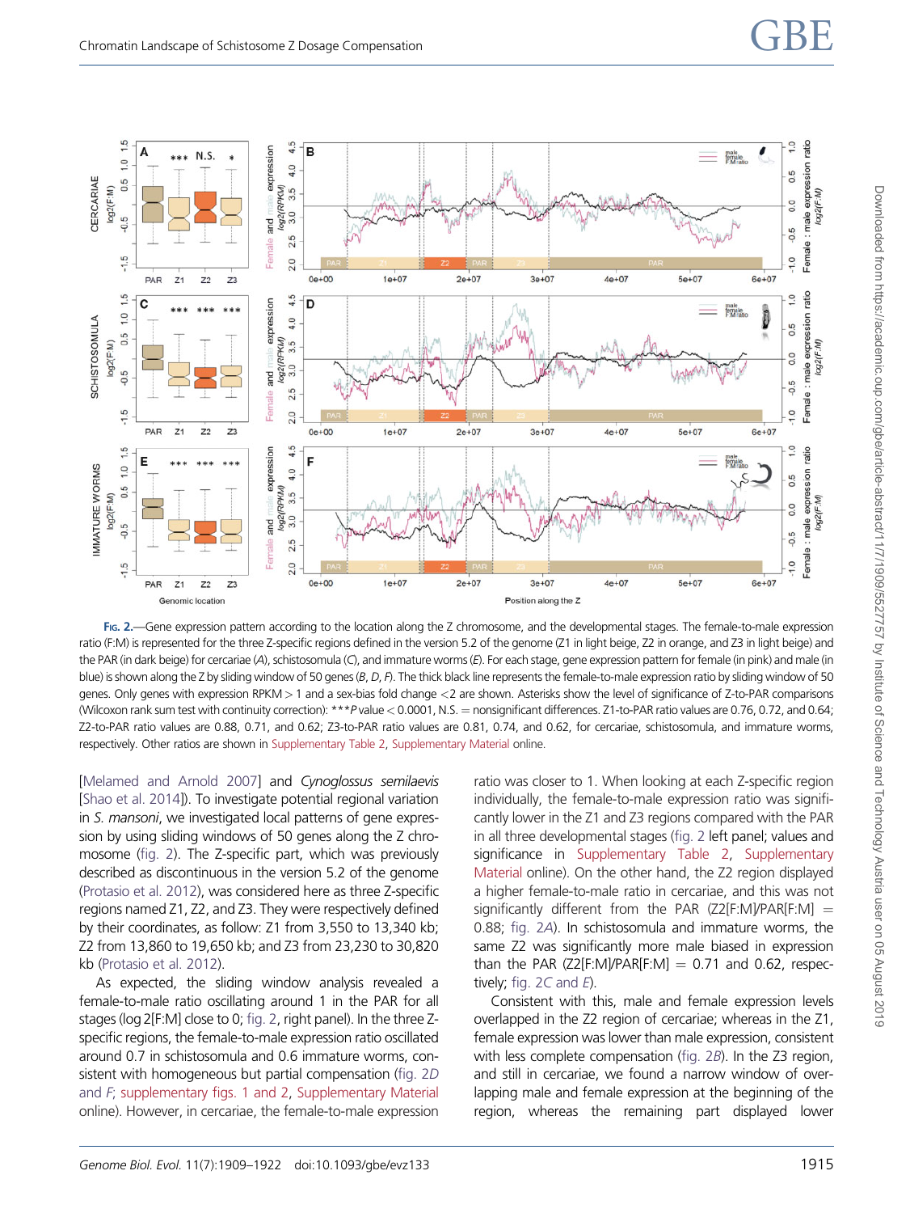Fig. 2.—Gene expression pattern according to the location along the Z chromosome, and the developmental stages. The female-to-male expression ratio (F:M) is represented for the three Z-specific regions defined in the version 5.2 of the genome (Z1 in light beige, Z2 in orange, and Z3 in light beige) and the PAR (in dark beige) for cercariae (*A*), schistosomula (*C*), and immature worms (*E*). For each stage, gene expression pattern for female (in pink) and male (in blue) is shown along the Z by sliding window of 50 genes (*B*, *D*, *F*). The thick black line represents the female-to-male expression ratio by sliding window of 50 genes. Only genes with expression RPKM > 1 and a sex-bias fold change <2 are shown. Asterisks show the level of significance of Z-to-PAR comparisons (Wilcoxon rank sum test with continuity correction): ****P* value < 0.0001, N.S. = nonsignificant differences. Z1-to-PAR ratio values are 0.76, 0.72, and 0.64; Z2-to-PAR ratio values are 0.88, 0.71, and 0.62; Z3-to-PAR ratio values are 0.81, 0.74, and 0.62, for cercariae, schistosomula, and immature worms, respectively. Other ratios are shown in Supplementary Table 2, Supplementary Material online.

[Melamed and Arnold 2007] and *Cynoglossus semilaevis* [Shao et al. 2014]). To investigate potential regional variation in *S. mansoni*, we investigated local patterns of gene expression by using sliding windows of 50 genes along the Z chromosome (fig. 2). The Z-specific part, which was previously described as discontinuous in the version 5.2 of the genome (Protasio et al. 2012), was considered here as three Z-specific regions named Z1, Z2, and Z3. They were respectively defined by their coordinates, as follow: Z1 from 3,550 to 13,340 kb; Z2 from 13,860 to 19,650 kb; and Z3 from 23,230 to 30,820 kb (Protasio et al. 2012).

As expected, the sliding window analysis revealed a female-to-male ratio oscillating around 1 in the PAR for all stages (log 2[F:M] close to 0; fig. 2, right panel). In the three Z-specific regions, the female-to-male expression ratio oscillated around 0.7 in schistosomula and 0.6 immature worms, consistent with homogeneous but partial compensation (fig. 2*D* and *F*; supplementary figs. 1 and 2, Supplementary Material online). However, in cercariae, the female-to-male expression ratio was closer to 1. When looking at each Z-specific region individually, the female-to-male expression ratio was significantly lower in the Z1 and Z3 regions compared with the PAR in all three developmental stages (fig. 2 left panel; values and significance in Supplementary Table 2, Supplementary Material online). On the other hand, the Z2 region displayed a higher female-to-male ratio in cercariae, and this was not significantly different from the PAR (Z2[F:M]/PAR[F:M] = 0.88; fig. 2*A*). In schistosomula and immature worms, the same Z2 was significantly more male biased in expression than the PAR (Z2[F:M]/PAR[F:M] = 0.71 and 0.62, respectively; fig. 2*C* and *E*).

Consistent with this, male and female expression levels overlapped in the Z2 region of cercariae; whereas in the Z1, female expression was lower than male expression, consistent with less complete compensation (fig. 2*B*). In the Z3 region, and still in cercariae, we found a narrow window of overlapping male and female expression at the beginning of the region, whereas the remaining part displayed lower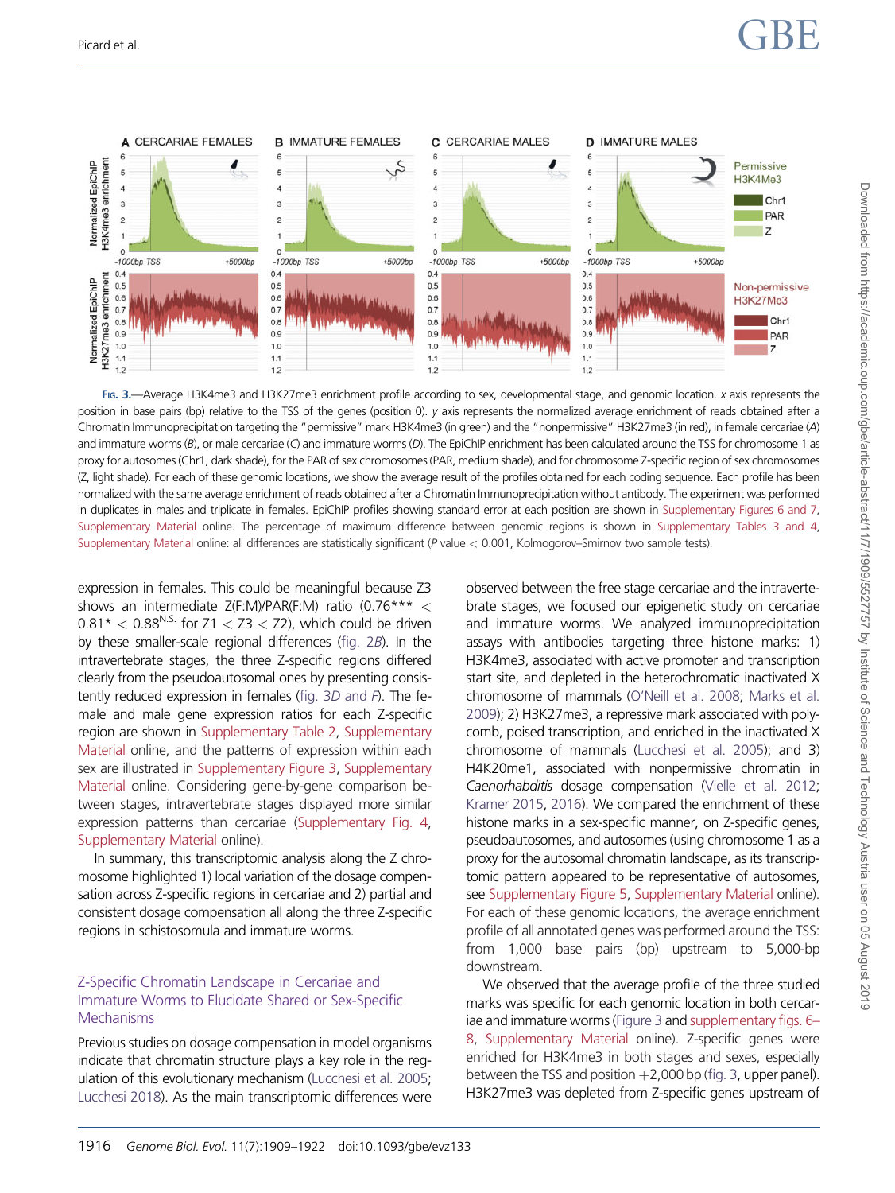FIG. 3.—Average H3K4me3 and H3K27me3 enrichment profile according to sex, developmental stage, and genomic location. *x* axis represents the position in base pairs (bp) relative to the TSS of the genes (position 0). *y* axis represents the normalized average enrichment of reads obtained after a Chromatin Immunoprecipitation targeting the "permissive" mark H3K4me3 (in green) and the "nonpermissive" H3K27me3 (in red), in female cercariae (*A*) and immature worms (*B*), or male cercariae (*C*) and immature worms (*D*). The EpiChIP enrichment has been calculated around the TSS for chromosome 1 as proxy for autosomes (Chr1, dark shade), for the PAR of sex chromosomes (PAR, medium shade), and for chromosome Z-specific region of sex chromosomes (Z, light shade). For each of these genomic locations, we show the average result of the profiles obtained for each coding sequence. Each profile has been normalized with the same average enrichment of reads obtained after a Chromatin Immunoprecipitation without antibody. The experiment was performed in duplicates in males and triplicate in females. EpiChIP profiles showing standard error at each position are shown in Supplementary Figures 6 and 7, Supplementary Material online. The percentage of maximum difference between genomic regions is shown in Supplementary Tables 3 and 4, Supplementary Material online: all differences are statistically significant ($P$ value $< 0.001$, Kolmogorov–Smirnov two sample tests).

expression in females. This could be meaningful because Z3 shows an intermediate Z(F:M)/PAR(F:M) ratio ($0.76^{***} < 0.81^{*} < 0.88^{N.S.}$ for Z1 < Z3 < Z2), which could be driven by these smaller-scale regional differences (fig. 2*B*). In the intravertebrate stages, the three Z-specific regions differed clearly from the pseudoautosomal ones by presenting consistently reduced expression in females (fig. 3*D* and *F*). The female and male gene expression ratios for each Z-specific region are shown in Supplementary Table 2, Supplementary Material online, and the patterns of expression within each sex are illustrated in Supplementary Figure 3, Supplementary Material online. Considering gene-by-gene comparison between stages, intravertebrate stages displayed more similar expression patterns than cercariae (Supplementary Fig. 4, Supplementary Material online).

In summary, this transcriptomic analysis along the Z chromosome highlighted 1) local variation of the dosage compensation across Z-specific regions in cercariae and 2) partial and consistent dosage compensation all along the three Z-specific regions in schistosomula and immature worms.

## Z-Specific Chromatin Landscape in Cercariae and Immature Worms to Elucidate Shared or Sex-Specific Mechanisms

Previous studies on dosage compensation in model organisms indicate that chromatin structure plays a key role in the regulation of this evolutionary mechanism (Lucchesi et al. 2005; Lucchesi 2018). As the main transcriptomic differences were observed between the free stage cercariae and the intravertebrate stages, we focused our epigenetic study on cercariae and immature worms. We analyzed immunoprecipitation assays with antibodies targeting three histone marks: 1) H3K4me3, associated with active promoter and transcription start site, and depleted in the heterochromatic inactivated X chromosome of mammals (O'Neill et al. 2008; Marks et al. 2009); 2) H3K27me3, a repressive mark associated with polycomb, poised transcription, and enriched in the inactivated X chromosome of mammals (Lucchesi et al. 2005); and 3) H4K20me1, associated with nonpermissive chromatin in *Caenorhabditis* dosage compensation (Vielle et al. 2012; Kramer 2015, 2016). We compared the enrichment of these histone marks in a sex-specific manner, on Z-specific genes, pseudoautosomes, and autosomes (using chromosome 1 as a proxy for the autosomal chromatin landscape, as its transcriptomic pattern appeared to be representative of autosomes, see Supplementary Figure 5, Supplementary Material online). For each of these genomic locations, the average enrichment profile of all annotated genes was performed around the TSS: from 1,000 base pairs (bp) upstream to 5,000-bp downstream.

We observed that the average profile of the three studied marks was specific for each genomic location in both cercariae and immature worms (Figure 3 and supplementary figs. 6–8, Supplementary Material online). Z-specific genes were enriched for H3K4me3 in both stages and sexes, especially between the TSS and position +2,000 bp (fig. 3, upper panel). H3K27me3 was depleted from Z-specific genes upstream of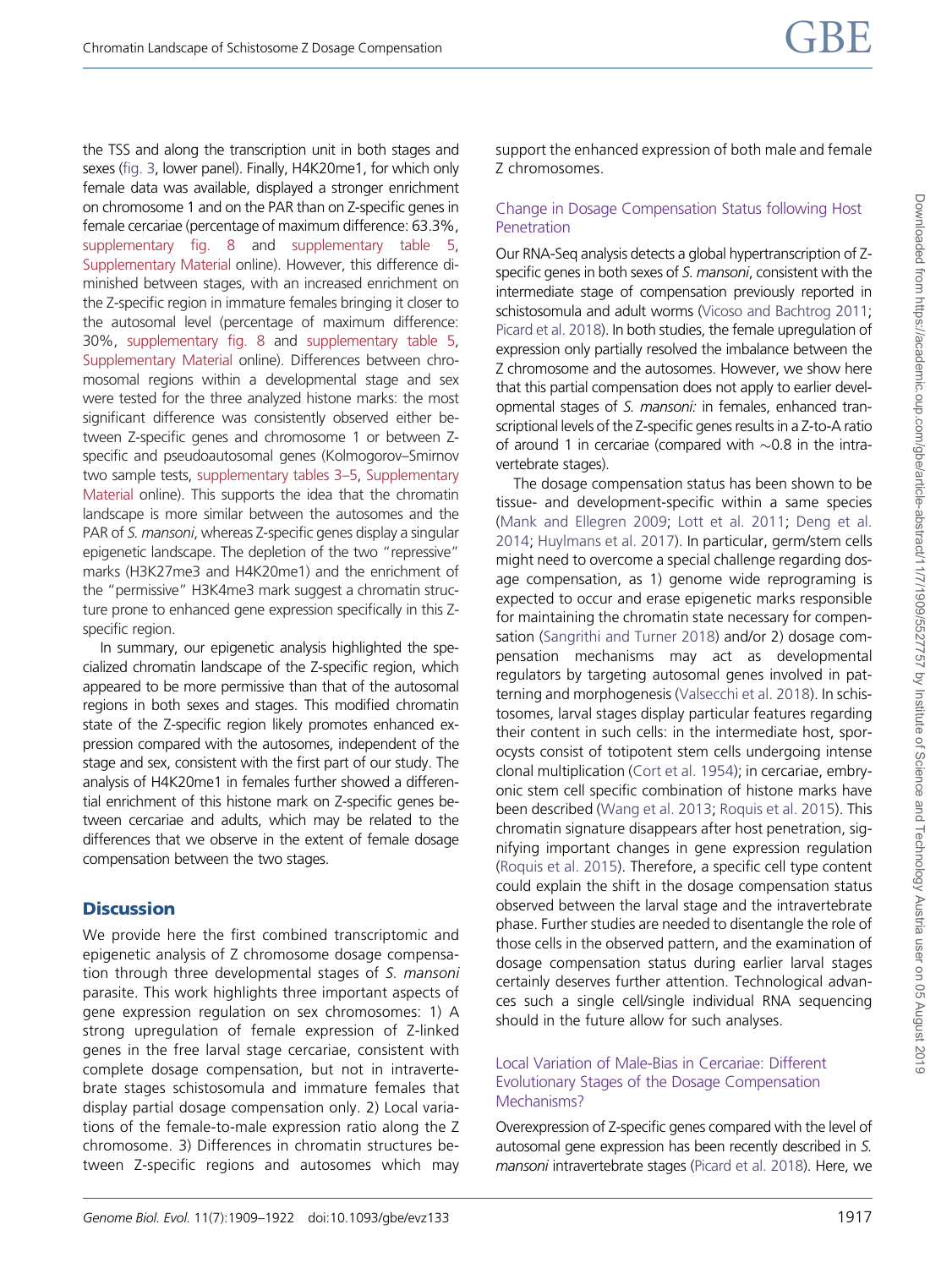the TSS and along the transcription unit in both stages and sexes (fig. 3, lower panel). Finally, H4K20me1, for which only female data was available, displayed a stronger enrichment on chromosome 1 and on the PAR than on Z-specific genes in female cercariae (percentage of maximum difference: 63.3%, supplementary fig. 8 and supplementary table 5, Supplementary Material online). However, this difference diminished between stages, with an increased enrichment on the Z-specific region in immature females bringing it closer to the autosomal level (percentage of maximum difference: 30%, supplementary fig. 8 and supplementary table 5, Supplementary Material online). Differences between chromosomal regions within a developmental stage and sex were tested for the three analyzed histone marks: the most significant difference was consistently observed either between Z-specific genes and chromosome 1 or between Z-specific and pseudoautosomal genes (Kolmogorov–Smirnov two sample tests, supplementary tables 3–5, Supplementary Material online). This supports the idea that the chromatin landscape is more similar between the autosomes and the PAR of *S. mansoni*, whereas Z-specific genes display a singular epigenetic landscape. The depletion of the two "repressive" marks (H3K27me3 and H4K20me1) and the enrichment of the "permissive" H3K4me3 mark suggest a chromatin structure prone to enhanced gene expression specifically in this Z-specific region.

In summary, our epigenetic analysis highlighted the specialized chromatin landscape of the Z-specific region, which appeared to be more permissive than that of the autosomal regions in both sexes and stages. This modified chromatin state of the Z-specific region likely promotes enhanced expression compared with the autosomes, independent of the stage and sex, consistent with the first part of our study. The analysis of H4K20me1 in females further showed a differential enrichment of this histone mark on Z-specific genes between cercariae and adults, which may be related to the differences that we observe in the extent of female dosage compensation between the two stages.

## Discussion

We provide here the first combined transcriptomic and epigenetic analysis of Z chromosome dosage compensation through three developmental stages of *S. mansoni* parasite. This work highlights three important aspects of gene expression regulation on sex chromosomes: 1) A strong upregulation of female expression of Z-linked genes in the free larval stage cercariae, consistent with complete dosage compensation, but not in intravertebrate stages schistosomula and immature females that display partial dosage compensation only. 2) Local variations of the female-to-male expression ratio along the Z chromosome. 3) Differences in chromatin structures between Z-specific regions and autosomes which may support the enhanced expression of both male and female Z chromosomes.

### Change in Dosage Compensation Status following Host Penetration

Our RNA-Seq analysis detects a global hypertranscription of Z-specific genes in both sexes of *S. mansoni*, consistent with the intermediate stage of compensation previously reported in schistosomula and adult worms (Vicoso and Bachtrog 2011; Picard et al. 2018). In both studies, the female upregulation of expression only partially resolved the imbalance between the Z chromosome and the autosomes. However, we show here that this partial compensation does not apply to earlier developmental stages of *S. mansoni:* in females, enhanced transcriptional levels of the Z-specific genes results in a Z-to-A ratio of around 1 in cercariae (compared with ~0.8 in the intravertebrate stages).

The dosage compensation status has been shown to be tissue- and development-specific within a same species (Mank and Ellegren 2009; Lott et al. 2011; Deng et al. 2014; Huylmans et al. 2017). In particular, germ/stem cells might need to overcome a special challenge regarding dosage compensation, as 1) genome wide reprograming is expected to occur and erase epigenetic marks responsible for maintaining the chromatin state necessary for compensation (Sangrithi and Turner 2018) and/or 2) dosage compensation mechanisms may act as developmental regulators by targeting autosomal genes involved in patterning and morphogenesis (Valsecchi et al. 2018). In schistosomes, larval stages display particular features regarding their content in such cells: in the intermediate host, sporocysts consist of totipotent stem cells undergoing intense clonal multiplication (Cort et al. 1954); in cercariae, embryonic stem cell specific combination of histone marks have been described (Wang et al. 2013; Roquis et al. 2015). This chromatin signature disappears after host penetration, signifying important changes in gene expression regulation (Roquis et al. 2015). Therefore, a specific cell type content could explain the shift in the dosage compensation status observed between the larval stage and the intravertebrate phase. Further studies are needed to disentangle the role of those cells in the observed pattern, and the examination of dosage compensation status during earlier larval stages certainly deserves further attention. Technological advances such a single cell/single individual RNA sequencing should in the future allow for such analyses.

### Local Variation of Male-Bias in Cercariae: Different Evolutionary Stages of the Dosage Compensation Mechanisms?

Overexpression of Z-specific genes compared with the level of autosomal gene expression has been recently described in *S. mansoni* intravertebrate stages (Picard et al. 2018). Here, we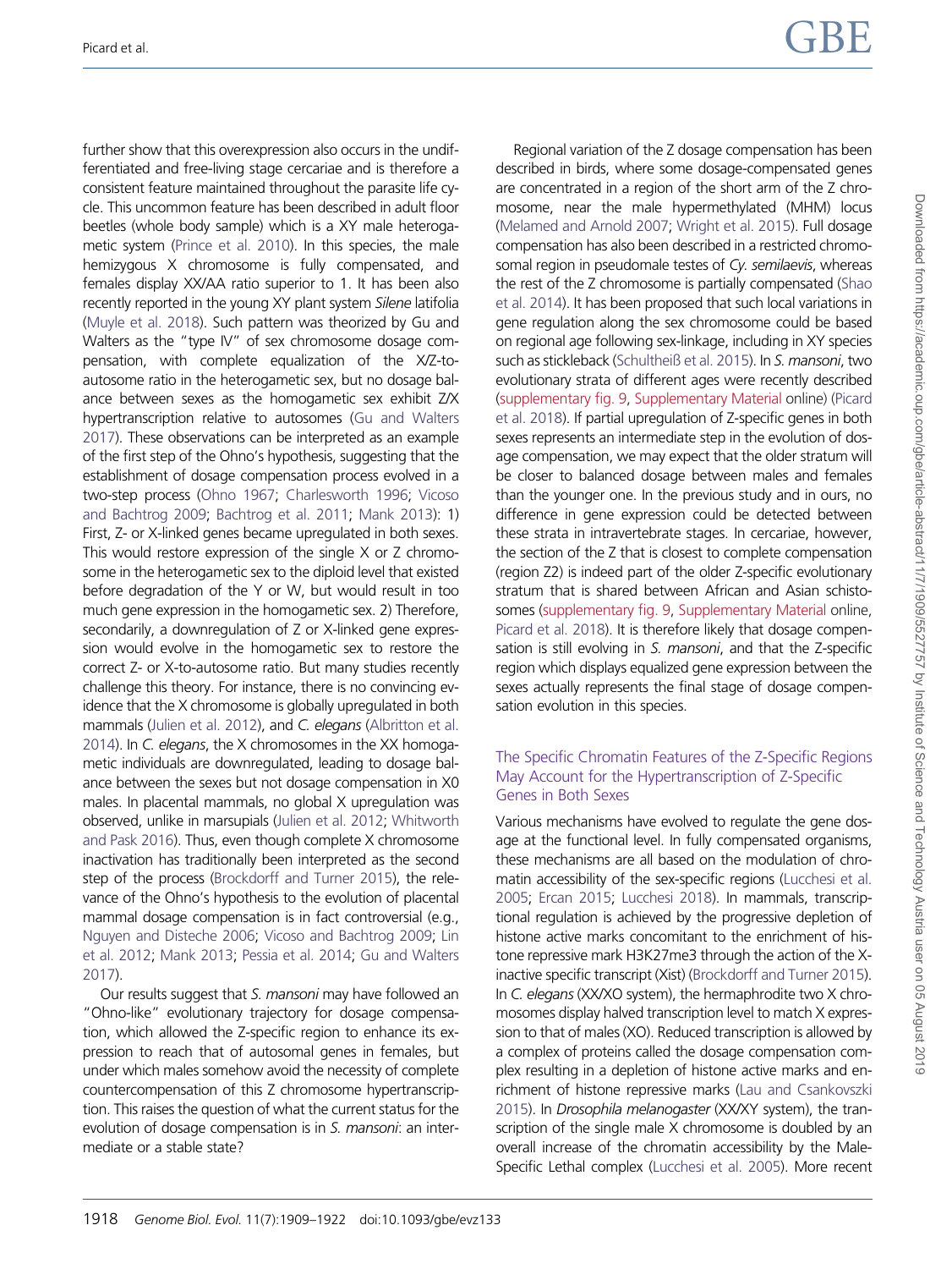further show that this overexpression also occurs in the undifferentiated and free-living stage cercariae and is therefore a consistent feature maintained throughout the parasite life cycle. This uncommon feature has been described in adult floor beetles (whole body sample) which is a XY male heterogametic system (Prince et al. 2010). In this species, the male hemizygous X chromosome is fully compensated, and females display XX/AA ratio superior to 1. It has been also recently reported in the young XY plant system *Silene* latifolia (Muyle et al. 2018). Such pattern was theorized by Gu and Walters as the "type IV" of sex chromosome dosage compensation, with complete equalization of the X/Z-to-autosome ratio in the heterogametic sex, but no dosage balance between sexes as the homogametic sex exhibit Z/X hypertranscription relative to autosomes (Gu and Walters 2017). These observations can be interpreted as an example of the first step of the Ohno's hypothesis, suggesting that the establishment of dosage compensation process evolved in a two-step process (Ohno 1967; Charlesworth 1996; Vicoso and Bachtrog 2009; Bachtrog et al. 2011; Mank 2013): 1) First, Z- or X-linked genes became upregulated in both sexes. This would restore expression of the single X or Z chromosome in the heterogametic sex to the diploid level that existed before degradation of the Y or W, but would result in too much gene expression in the homogametic sex. 2) Therefore, secondarily, a downregulation of Z or X-linked gene expression would evolve in the homogametic sex to restore the correct Z- or X-to-autosome ratio. But many studies recently challenge this theory. For instance, there is no convincing evidence that the X chromosome is globally upregulated in both mammals (Julien et al. 2012), and *C. elegans* (Albritton et al. 2014). In *C. elegans*, the X chromosomes in the XX homogametic individuals are downregulated, leading to dosage balance between the sexes but not dosage compensation in X0 males. In placental mammals, no global X upregulation was observed, unlike in marsupials (Julien et al. 2012; Whitworth and Pask 2016). Thus, even though complete X chromosome inactivation has traditionally been interpreted as the second step of the process (Brockdorff and Turner 2015), the relevance of the Ohno's hypothesis to the evolution of placental mammal dosage compensation is in fact controversial (e.g., Nguyen and Disteche 2006; Vicoso and Bachtrog 2009; Lin et al. 2012; Mank 2013; Pessia et al. 2014; Gu and Walters 2017).

Our results suggest that *S. mansoni* may have followed an "Ohno-like" evolutionary trajectory for dosage compensation, which allowed the Z-specific region to enhance its expression to reach that of autosomal genes in females, but under which males somehow avoid the necessity of complete countercompensation of this Z chromosome hypertranscription. This raises the question of what the current status for the evolution of dosage compensation is in *S. mansoni*: an intermediate or a stable state?

Regional variation of the Z dosage compensation has been described in birds, where some dosage-compensated genes are concentrated in a region of the short arm of the Z chromosome, near the male hypermethylated (MHM) locus (Melamed and Arnold 2007; Wright et al. 2015). Full dosage compensation has also been described in a restricted chromosomal region in pseudomale testes of *Cy. semilaevis*, whereas the rest of the Z chromosome is partially compensated (Shao et al. 2014). It has been proposed that such local variations in gene regulation along the sex chromosome could be based on regional age following sex-linkage, including in XY species such as stickleback (Schultheiß et al. 2015). In *S. mansoni*, two evolutionary strata of different ages were recently described (supplementary fig. 9, Supplementary Material online) (Picard et al. 2018). If partial upregulation of Z-specific genes in both sexes represents an intermediate step in the evolution of dosage compensation, we may expect that the older stratum will be closer to balanced dosage between males and females than the younger one. In the previous study and in ours, no difference in gene expression could be detected between these strata in intravertebrate stages. In cercariae, however, the section of the Z that is closest to complete compensation (region Z2) is indeed part of the older Z-specific evolutionary stratum that is shared between African and Asian schistosomes (supplementary fig. 9, Supplementary Material online, Picard et al. 2018). It is therefore likely that dosage compensation is still evolving in *S. mansoni*, and that the Z-specific region which displays equalized gene expression between the sexes actually represents the final stage of dosage compensation evolution in this species.

### The Specific Chromatin Features of the Z-Specific Regions May Account for the Hypertranscription of Z-Specific Genes in Both Sexes

Various mechanisms have evolved to regulate the gene dosage at the functional level. In fully compensated organisms, these mechanisms are all based on the modulation of chromatin accessibility of the sex-specific regions (Lucchesi et al. 2005; Ercan 2015; Lucchesi 2018). In mammals, transcriptional regulation is achieved by the progressive depletion of histone active marks concomitant to the enrichment of histone repressive mark H3K27me3 through the action of the X-inactive specific transcript (Xist) (Brockdorff and Turner 2015). In *C. elegans* (XX/XO system), the hermaphrodite two X chromosomes display halved transcription level to match X expression to that of males (XO). Reduced transcription is allowed by a complex of proteins called the dosage compensation complex resulting in a depletion of histone active marks and enrichment of histone repressive marks (Lau and Csankovszki 2015). In *Drosophila melanogaster* (XX/XY system), the transcription of the single male X chromosome is doubled by an overall increase of the chromatin accessibility by the Male-Specific Lethal complex (Lucchesi et al. 2005). More recent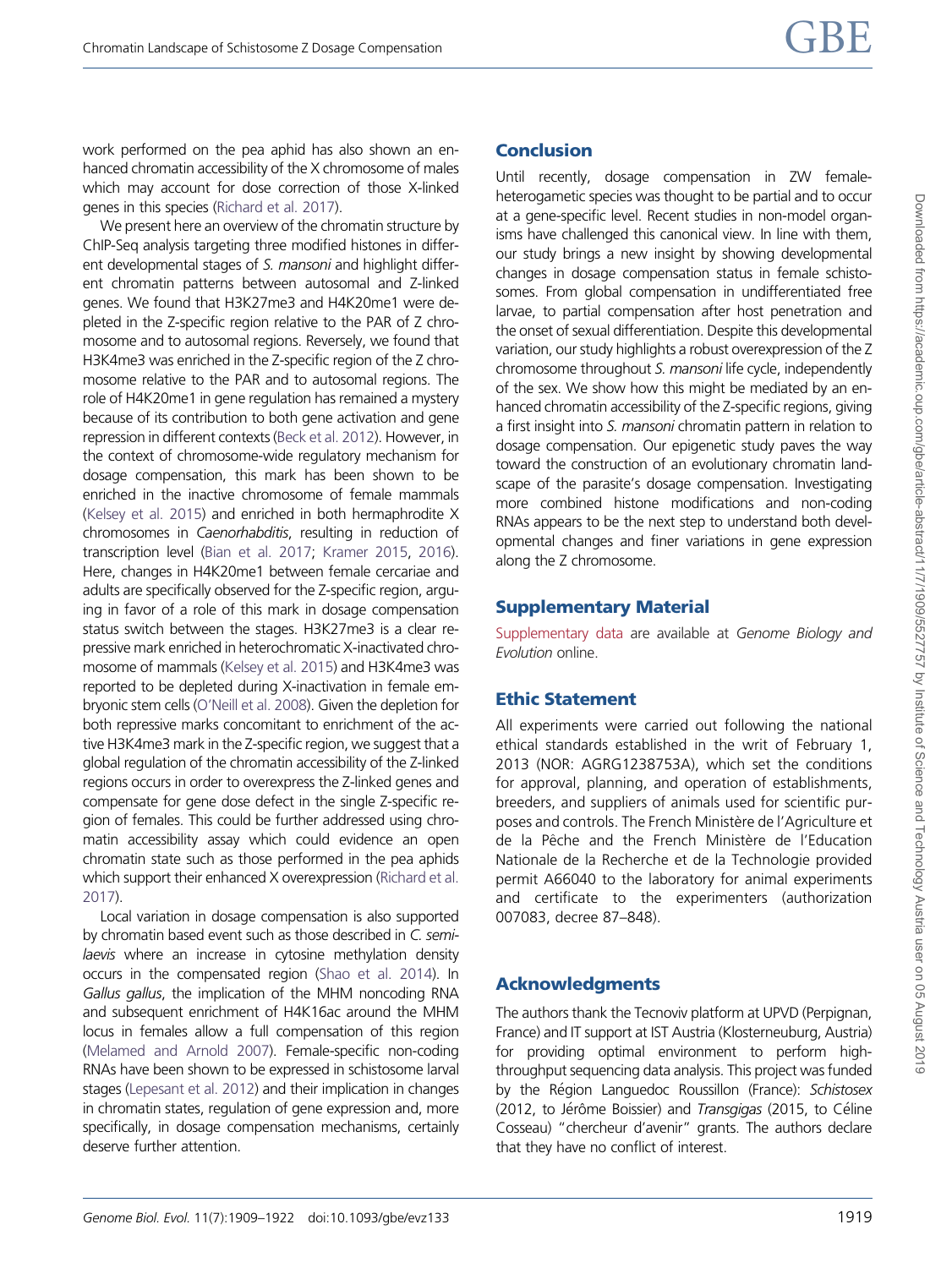work performed on the pea aphid has also shown an enhanced chromatin accessibility of the X chromosome of males which may account for dose correction of those X-linked genes in this species (Richard et al. 2017).

We present here an overview of the chromatin structure by ChIP-Seq analysis targeting three modified histones in different developmental stages of *S. mansoni* and highlight different chromatin patterns between autosomal and Z-linked genes. We found that H3K27me3 and H4K20me1 were depleted in the Z-specific region relative to the PAR of Z chromosome and to autosomal regions. Reversely, we found that H3K4me3 was enriched in the Z-specific region of the Z chromosome relative to the PAR and to autosomal regions. The role of H4K20me1 in gene regulation has remained a mystery because of its contribution to both gene activation and gene repression in different contexts (Beck et al. 2012). However, in the context of chromosome-wide regulatory mechanism for dosage compensation, this mark has been shown to be enriched in the inactive chromosome of female mammals (Kelsey et al. 2015) and enriched in both hermaphrodite X chromosomes in *Caenorhabditis*, resulting in reduction of transcription level (Bian et al. 2017; Kramer 2015, 2016). Here, changes in H4K20me1 between female cercariae and adults are specifically observed for the Z-specific region, arguing in favor of a role of this mark in dosage compensation status switch between the stages. H3K27me3 is a clear repressive mark enriched in heterochromatic X-inactivated chromosome of mammals (Kelsey et al. 2015) and H3K4me3 was reported to be depleted during X-inactivation in female embryonic stem cells (O'Neill et al. 2008). Given the depletion for both repressive marks concomitant to enrichment of the active H3K4me3 mark in the Z-specific region, we suggest that a global regulation of the chromatin accessibility of the Z-linked regions occurs in order to overexpress the Z-linked genes and compensate for gene dose defect in the single Z-specific region of females. This could be further addressed using chromatin accessibility assay which could evidence an open chromatin state such as those performed in the pea aphids which support their enhanced X overexpression (Richard et al. 2017).

Local variation in dosage compensation is also supported by chromatin based event such as those described in *C. semilaevis* where an increase in cytosine methylation density occurs in the compensated region (Shao et al. 2014). In *Gallus gallus*, the implication of the MHM noncoding RNA and subsequent enrichment of H4K16ac around the MHM locus in females allow a full compensation of this region (Melamed and Arnold 2007). Female-specific non-coding RNAs have been shown to be expressed in schistosome larval stages (Lepesant et al. 2012) and their implication in changes in chromatin states, regulation of gene expression and, more specifically, in dosage compensation mechanisms, certainly deserve further attention.

## Conclusion

Until recently, dosage compensation in ZW female-heterogametic species was thought to be partial and to occur at a gene-specific level. Recent studies in non-model organisms have challenged this canonical view. In line with them, our study brings a new insight by showing developmental changes in dosage compensation status in female schistosomes. From global compensation in undifferentiated free larvae, to partial compensation after host penetration and the onset of sexual differentiation. Despite this developmental variation, our study highlights a robust overexpression of the Z chromosome throughout *S. mansoni* life cycle, independently of the sex. We show how this might be mediated by an enhanced chromatin accessibility of the Z-specific regions, giving a first insight into *S. mansoni* chromatin pattern in relation to dosage compensation. Our epigenetic study paves the way toward the construction of an evolutionary chromatin landscape of the parasite's dosage compensation. Investigating more combined histone modifications and non-coding RNAs appears to be the next step to understand both developmental changes and finer variations in gene expression along the Z chromosome.

## Supplementary Material

Supplementary data are available at *Genome Biology and Evolution* online.

## Ethic Statement

All experiments were carried out following the national ethical standards established in the writ of February 1, 2013 (NOR: AGRG1238753A), which set the conditions for approval, planning, and operation of establishments, breeders, and suppliers of animals used for scientific purposes and controls. The French Ministère de l'Agriculture et de la Pêche and the French Ministère de l'Education Nationale de la Recherche et de la Technologie provided permit A66040 to the laboratory for animal experiments and certificate to the experimenters (authorization 007083, decree 87–848).

## Acknowledgments

The authors thank the Tecnoviv platform at UPVD (Perpignan, France) and IT support at IST Austria (Klosterneuburg, Austria) for providing optimal environment to perform high-throughput sequencing data analysis. This project was funded by the Région Languedoc Roussillon (France): *Schistosex* (2012, to Jérôme Boissier) and *Transgigas* (2015, to Céline Cosseau) "chercheur d'avenir" grants. The authors declare that they have no conflict of interest.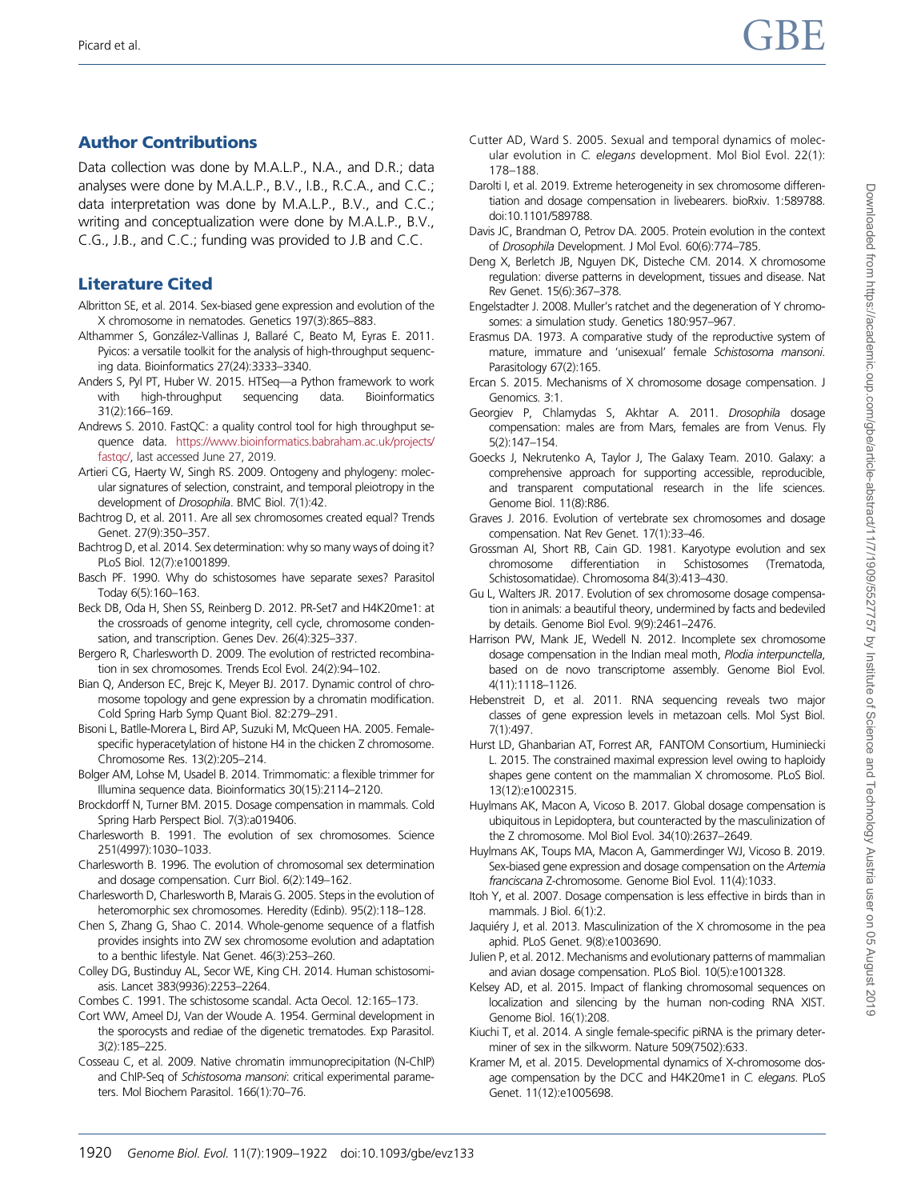## Author Contributions

Data collection was done by M.A.L.P., N.A., and D.R.; data analyses were done by M.A.L.P., B.V., I.B., R.C.A., and C.C.; data interpretation was done by M.A.L.P., B.V., and C.C.; writing and conceptualization were done by M.A.L.P., B.V., C.G., J.B., and C.C.; funding was provided to J.B and C.C.

## Literature Cited

Albritton SE, et al. 2014. Sex-biased gene expression and evolution of the X chromosome in nematodes. Genetics 197(3):865–883.

Althammer S, González-Vallinas J, Ballaré C, Beato M, Eyras E. 2011. Pyicos: a versatile toolkit for the analysis of high-throughput sequencing data. Bioinformatics 27(24):3333–3340.

Anders S, Pyl PT, Huber W. 2015. HTSeq—a Python framework to work with high-throughput sequencing data. Bioinformatics 31(2):166–169.

Andrews S. 2010. FastQC: a quality control tool for high throughput sequence data. https://www.bioinformatics.babraham.ac.uk/projects/fastqc/, last accessed June 27, 2019.

Artieri CG, Haerty W, Singh RS. 2009. Ontogeny and phylogeny: molecular signatures of selection, constraint, and temporal pleiotropy in the development of *Drosophila*. BMC Biol. 7(1):42.

Bachtrog D, et al. 2011. Are all sex chromosomes created equal? Trends Genet. 27(9):350–357.

Bachtrog D, et al. 2014. Sex determination: why so many ways of doing it? PLoS Biol. 12(7):e1001899.

Basch PF. 1990. Why do schistosomes have separate sexes? Parasitol Today 6(5):160–163.

Beck DB, Oda H, Shen SS, Reinberg D. 2012. PR-Set7 and H4K20me1: at the crossroads of genome integrity, cell cycle, chromosome condensation, and transcription. Genes Dev. 26(4):325–337.

Bergero R, Charlesworth D. 2009. The evolution of restricted recombination in sex chromosomes. Trends Ecol Evol. 24(2):94–102.

Bian Q, Anderson EC, Brejc K, Meyer BJ. 2017. Dynamic control of chromosome topology and gene expression by a chromatin modification. Cold Spring Harb Symp Quant Biol. 82:279–291.

Bisoni L, Batlle-Morera L, Bird AP, Suzuki M, McQueen HA. 2005. Female-specific hyperacetylation of histone H4 in the chicken Z chromosome. Chromosome Res. 13(2):205–214.

Bolger AM, Lohse M, Usadel B. 2014. Trimmomatic: a flexible trimmer for Illumina sequence data. Bioinformatics 30(15):2114–2120.

Brockdorff N, Turner BM. 2015. Dosage compensation in mammals. Cold Spring Harb Perspect Biol. 7(3):a019406.

Charlesworth B. 1991. The evolution of sex chromosomes. Science 251(4997):1030–1033.

Charlesworth B. 1996. The evolution of chromosomal sex determination and dosage compensation. Curr Biol. 6(2):149–162.

Charlesworth D, Charlesworth B, Marais G. 2005. Steps in the evolution of heteromorphic sex chromosomes. Heredity (Edinb). 95(2):118–128.

Chen S, Zhang G, Shao C. 2014. Whole-genome sequence of a flatfish provides insights into ZW sex chromosome evolution and adaptation to a benthic lifestyle. Nat Genet. 46(3):253–260.

Colley DG, Bustinduy AL, Secor WE, King CH. 2014. Human schistosomiasis. Lancet 383(9936):2253–2264.

Combes C. 1991. The schistosome scandal. Acta Oecol. 12:165–173.

Cort WW, Ameel DJ, Van der Woude A. 1954. Germinal development in the sporocysts and rediae of the digenetic trematodes. Exp Parasitol. 3(2):185–225.

Cosseau C, et al. 2009. Native chromatin immunoprecipitation (N-ChIP) and ChIP-Seq of *Schistosoma mansoni*: critical experimental parameters. Mol Biochem Parasitol. 166(1):70–76.

Cutter AD, Ward S. 2005. Sexual and temporal dynamics of molecular evolution in *C. elegans* development. Mol Biol Evol. 22(1):178–188.

Darolti I, et al. 2019. Extreme heterogeneity in sex chromosome differentiation and dosage compensation in livebearers. bioRxiv. 1:589788. doi:10.1101/589788.

Davis JC, Brandman O, Petrov DA. 2005. Protein evolution in the context of *Drosophila* Development. J Mol Evol. 60(6):774–785.

Deng X, Berletch JB, Nguyen DK, Disteche CM. 2014. X chromosome regulation: diverse patterns in development, tissues and disease. Nat Rev Genet. 15(6):367–378.

Engelstadter J. 2008. Muller's ratchet and the degeneration of Y chromosomes: a simulation study. Genetics 180:957–967.

Erasmus DA. 1973. A comparative study of the reproductive system of mature, immature and 'unisexual' female *Schistosoma mansoni*. Parasitology 67(2):165.

Ercan S. 2015. Mechanisms of X chromosome dosage compensation. J Genomics. 3:1.

Georgiev P, Chlamydas S, Akhtar A. 2011. *Drosophila* dosage compensation: males are from Mars, females are from Venus. Fly 5(2):147–154.

Goecks J, Nekrutenko A, Taylor J, The Galaxy Team. 2010. Galaxy: a comprehensive approach for supporting accessible, reproducible, and transparent computational research in the life sciences. Genome Biol. 11(8):R86.

Graves J. 2016. Evolution of vertebrate sex chromosomes and dosage compensation. Nat Rev Genet. 17(1):33–46.

Grossman AI, Short RB, Cain GD. 1981. Karyotype evolution and sex chromosome differentiation in Schistosomes (Trematoda, Schistosomatidae). Chromosoma 84(3):413–430.

Gu L, Walters JR. 2017. Evolution of sex chromosome dosage compensation in animals: a beautiful theory, undermined by facts and bedeviled by details. Genome Biol Evol. 9(9):2461–2476.

Harrison PW, Mank JE, Wedell N. 2012. Incomplete sex chromosome dosage compensation in the Indian meal moth, *Plodia interpunctella*, based on de novo transcriptome assembly. Genome Biol Evol. 4(11):1118–1126.

Hebenstreit D, et al. 2011. RNA sequencing reveals two major classes of gene expression levels in metazoan cells. Mol Syst Biol. 7(1):497.

Hurst LD, Ghanbarian AT, Forrest AR, FANTOM Consortium, Huminiecki L. 2015. The constrained maximal expression level owing to haploidy shapes gene content on the mammalian X chromosome. PLoS Biol. 13(12):e1002315.

Huylmans AK, Macon A, Vicoso B. 2017. Global dosage compensation is ubiquitous in Lepidoptera, but counteracted by the masculinization of the Z chromosome. Mol Biol Evol. 34(10):2637–2649.

Huylmans AK, Toups MA, Macon A, Gammerdinger WJ, Vicoso B. 2019. Sex-biased gene expression and dosage compensation on the *Artemia franciscana* Z-chromosome. Genome Biol Evol. 11(4):1033.

Itoh Y, et al. 2007. Dosage compensation is less effective in birds than in mammals. J Biol. 6(1):2.

Jaquiéry J, et al. 2013. Masculinization of the X chromosome in the pea aphid. PLoS Genet. 9(8):e1003690.

Julien P, et al. 2012. Mechanisms and evolutionary patterns of mammalian and avian dosage compensation. PLoS Biol. 10(5):e1001328.

Kelsey AD, et al. 2015. Impact of flanking chromosomal sequences on localization and silencing by the human non-coding RNA XIST. Genome Biol. 16(1):208.

Kiuchi T, et al. 2014. A single female-specific piRNA is the primary determiner of sex in the silkworm. Nature 509(7502):633.

Kramer M, et al. 2015. Developmental dynamics of X-chromosome dosage compensation by the DCC and H4K20me1 in *C. elegans*. PLoS Genet. 11(12):e1005698.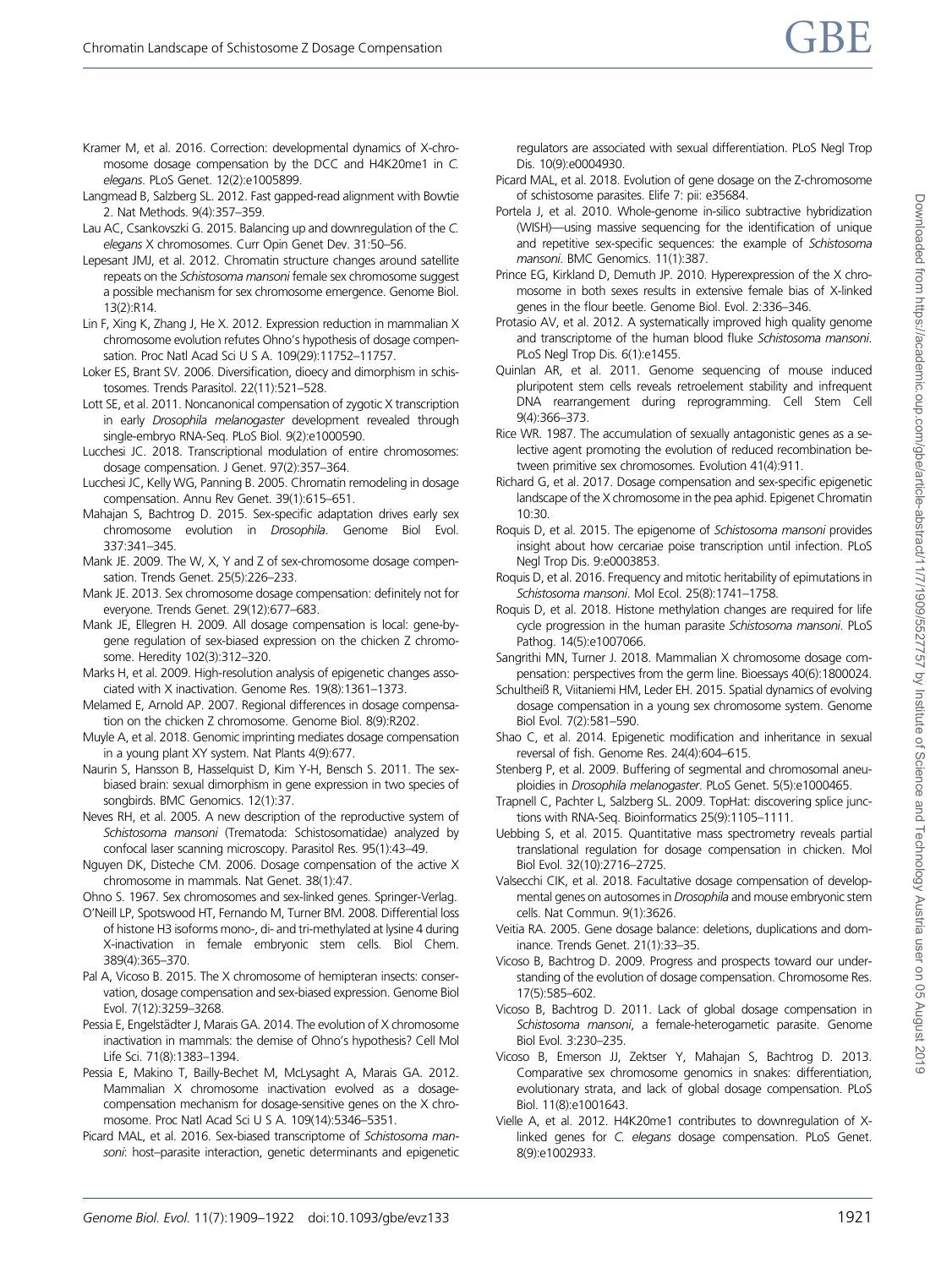Kramer M, et al. 2016. Correction: developmental dynamics of X-chromosome dosage compensation by the DCC and H4K20me1 in *C. elegans*. PLoS Genet. 12(2):e1005899.

Langmead B, Salzberg SL. 2012. Fast gapped-read alignment with Bowtie 2. Nat Methods. 9(4):357–359.

Lau AC, Csankovszki G. 2015. Balancing up and downregulation of the *C. elegans* X chromosomes. Curr Opin Genet Dev. 31:50–56.

Lepesant JMJ, et al. 2012. Chromatin structure changes around satellite repeats on the *Schistosoma mansoni* female sex chromosome suggest a possible mechanism for sex chromosome emergence. Genome Biol. 13(2):R14.

Lin F, Xing K, Zhang J, He X. 2012. Expression reduction in mammalian X chromosome evolution refutes Ohno's hypothesis of dosage compensation. Proc Natl Acad Sci U S A. 109(29):11752–11757.

Loker ES, Brant SV. 2006. Diversification, dioecy and dimorphism in schistosomes. Trends Parasitol. 22(11):521–528.

Lott SE, et al. 2011. Noncanonical compensation of zygotic X transcription in early *Drosophila melanogaster* development revealed through single-embryo RNA-Seq. PLoS Biol. 9(2):e1000590.

Lucchesi JC. 2018. Transcriptional modulation of entire chromosomes: dosage compensation. J Genet. 97(2):357–364.

Lucchesi JC, Kelly WG, Panning B. 2005. Chromatin remodeling in dosage compensation. Annu Rev Genet. 39(1):615–651.

Mahajan S, Bachtrog D. 2015. Sex-specific adaptation drives early sex chromosome evolution in *Drosophila*. Genome Biol Evol. 337:341–345.

Mank JE. 2009. The W, X, Y and Z of sex-chromosome dosage compensation. Trends Genet. 25(5):226–233.

Mank JE. 2013. Sex chromosome dosage compensation: definitely not for everyone. Trends Genet. 29(12):677–683.

Mank JE, Ellegren H. 2009. All dosage compensation is local: gene-by-gene regulation of sex-biased expression on the chicken Z chromosome. Heredity 102(3):312–320.

Marks H, et al. 2009. High-resolution analysis of epigenetic changes associated with X inactivation. Genome Res. 19(8):1361–1373.

Melamed E, Arnold AP. 2007. Regional differences in dosage compensation on the chicken Z chromosome. Genome Biol. 8(9):R202.

Muyle A, et al. 2018. Genomic imprinting mediates dosage compensation in a young plant XY system. Nat Plants 4(9):677.

Naurin S, Hansson B, Hasselquist D, Kim Y-H, Bensch S. 2011. The sex-biased brain: sexual dimorphism in gene expression in two species of songbirds. BMC Genomics. 12(1):37.

Neves RH, et al. 2005. A new description of the reproductive system of *Schistosoma mansoni* (Trematoda: Schistosomatidae) analyzed by confocal laser scanning microscopy. Parasitol Res. 95(1):43–49.

Nguyen DK, Disteche CM. 2006. Dosage compensation of the active X chromosome in mammals. Nat Genet. 38(1):47.

Ohno S. 1967. Sex chromosomes and sex-linked genes. Springer-Verlag.

O'Neill LP, Spotswood HT, Fernando M, Turner BM. 2008. Differential loss of histone H3 isoforms mono-, di- and tri-methylated at lysine 4 during X-inactivation in female embryonic stem cells. Biol Chem. 389(4):365–370.

Pal A, Vicoso B. 2015. The X chromosome of hemipteran insects: conservation, dosage compensation and sex-biased expression. Genome Biol Evol. 7(12):3259–3268.

Pessia E, Engelstädter J, Marais GA. 2014. The evolution of X chromosome inactivation in mammals: the demise of Ohno's hypothesis? Cell Mol Life Sci. 71(8):1383–1394.

Pessia E, Makino T, Bailly-Bechet M, McLysaght A, Marais GA. 2012. Mammalian X chromosome inactivation evolved as a dosage-compensation mechanism for dosage-sensitive genes on the X chromosome. Proc Natl Acad Sci U S A. 109(14):5346–5351.

Picard MAL, et al. 2016. Sex-biased transcriptome of *Schistosoma mansoni*: host–parasite interaction, genetic determinants and epigenetic regulators are associated with sexual differentiation. PLoS Negl Trop Dis. 10(9):e0004930.

Picard MAL, et al. 2018. Evolution of gene dosage on the Z-chromosome of schistosome parasites. Elife 7: pii: e35684.

Portela J, et al. 2010. Whole-genome in-silico subtractive hybridization (WISH)—using massive sequencing for the identification of unique and repetitive sex-specific sequences: the example of *Schistosoma mansoni*. BMC Genomics. 11(1):387.

Prince EG, Kirkland D, Demuth JP. 2010. Hyperexpression of the X chromosome in both sexes results in extensive female bias of X-linked genes in the flour beetle. Genome Biol. Evol. 2:336–346.

Protasio AV, et al. 2012. A systematically improved high quality genome and transcriptome of the human blood fluke *Schistosoma mansoni*. PLoS Negl Trop Dis. 6(1):e1455.

Quinlan AR, et al. 2011. Genome sequencing of mouse induced pluripotent stem cells reveals retroelement stability and infrequent DNA rearrangement during reprogramming. Cell Stem Cell 9(4):366–373.

Rice WR. 1987. The accumulation of sexually antagonistic genes as a selective agent promoting the evolution of reduced recombination between primitive sex chromosomes. Evolution 41(4):911.

Richard G, et al. 2017. Dosage compensation and sex-specific epigenetic landscape of the X chromosome in the pea aphid. Epigenet Chromatin 10:30.

Roquis D, et al. 2015. The epigenome of *Schistosoma mansoni* provides insight about how cercariae poise transcription until infection. PLoS Negl Trop Dis. 9:e0003853.

Roquis D, et al. 2016. Frequency and mitotic heritability of epimutations in *Schistosoma mansoni*. Mol Ecol. 25(8):1741–1758.

Roquis D, et al. 2018. Histone methylation changes are required for life cycle progression in the human parasite *Schistosoma mansoni*. PLoS Pathog. 14(5):e1007066.

Sangrithi MN, Turner J. 2018. Mammalian X chromosome dosage compensation: perspectives from the germ line. Bioessays 40(6):1800024.

Schultheiß R, Viitaniemi HM, Leder EH. 2015. Spatial dynamics of evolving dosage compensation in a young sex chromosome system. Genome Biol Evol. 7(2):581–590.

Shao C, et al. 2014. Epigenetic modification and inheritance in sexual reversal of fish. Genome Res. 24(4):604–615.

Stenberg P, et al. 2009. Buffering of segmental and chromosomal aneuploidies in *Drosophila melanogaster*. PLoS Genet. 5(5):e1000465.

Trapnell C, Pachter L, Salzberg SL. 2009. TopHat: discovering splice junctions with RNA-Seq. Bioinformatics 25(9):1105–1111.

Uebbing S, et al. 2015. Quantitative mass spectrometry reveals partial translational regulation for dosage compensation in chicken. Mol Biol Evol. 32(10):2716–2725.

Valsecchi CIK, et al. 2018. Facultative dosage compensation of developmental genes on autosomes in *Drosophila* and mouse embryonic stem cells. Nat Commun. 9(1):3626.

Veitia RA. 2005. Gene dosage balance: deletions, duplications and dominance. Trends Genet. 21(1):33–35.

Vicoso B, Bachtrog D. 2009. Progress and prospects toward our understanding of the evolution of dosage compensation. Chromosome Res. 17(5):585–602.

Vicoso B, Bachtrog D. 2011. Lack of global dosage compensation in *Schistosoma mansoni*, a female-heterogametic parasite. Genome Biol Evol. 3:230–235.

Vicoso B, Emerson JJ, Zektser Y, Mahajan S, Bachtrog D. 2013. Comparative sex chromosome genomics in snakes: differentiation, evolutionary strata, and lack of global dosage compensation. PLoS Biol. 11(8):e1001643.

Vielle A, et al. 2012. H4K20me1 contributes to downregulation of X-linked genes for *C. elegans* dosage compensation. PLoS Genet. 8(9):e1002933.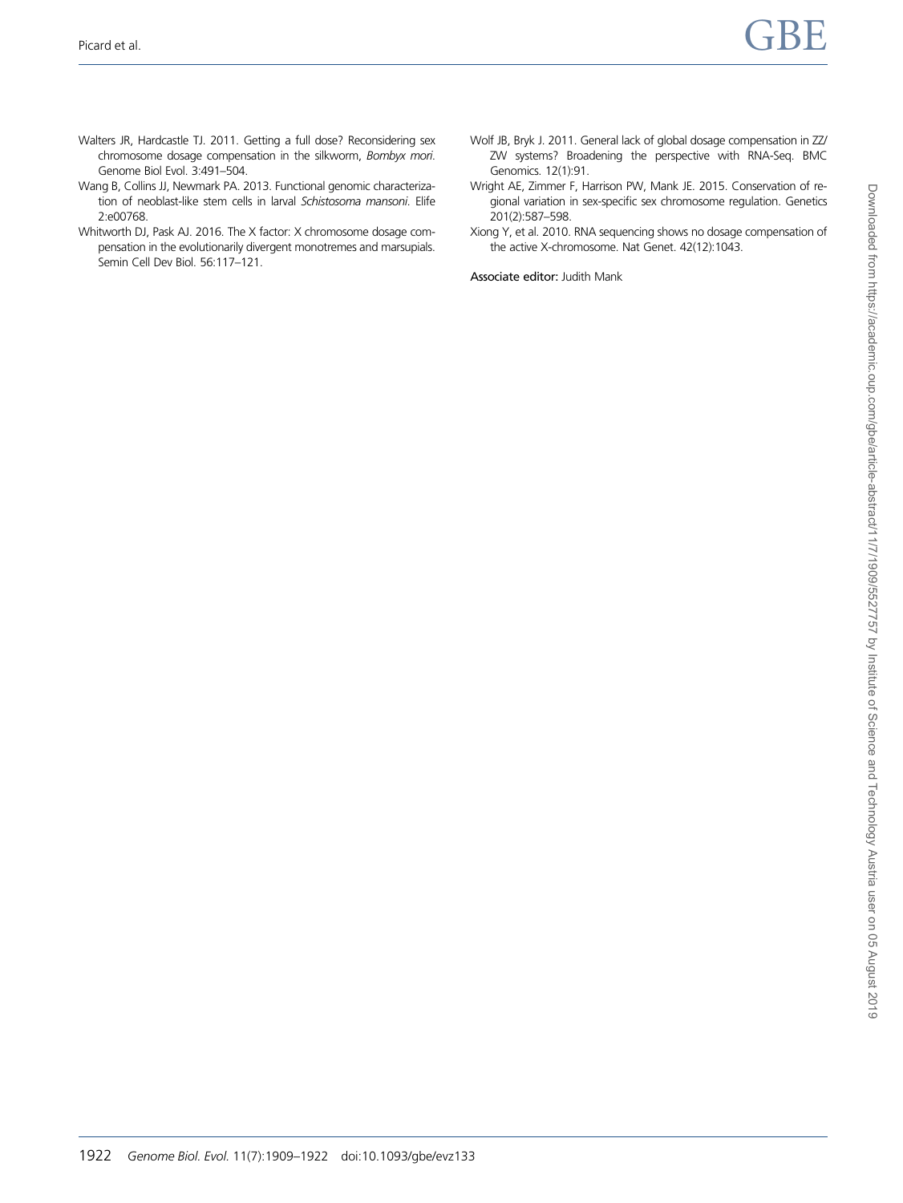Walters JR, Hardcastle TJ. 2011. Getting a full dose? Reconsidering sex chromosome dosage compensation in the silkworm, *Bombyx mori*. Genome Biol Evol. 3:491–504.

Wang B, Collins JJ, Newmark PA. 2013. Functional genomic characterization of neoblast-like stem cells in larval *Schistosoma mansoni*. Elife 2:e00768.

Whitworth DJ, Pask AJ. 2016. The X factor: X chromosome dosage compensation in the evolutionarily divergent monotremes and marsupials. Semin Cell Dev Biol. 56:117–121.

Wolf JB, Bryk J. 2011. General lack of global dosage compensation in ZZ/ZW systems? Broadening the perspective with RNA-Seq. BMC Genomics. 12(1):91.

Wright AE, Zimmer F, Harrison PW, Mank JE. 2015. Conservation of regional variation in sex-specific sex chromosome regulation. Genetics 201(2):587–598.

Xiong Y, et al. 2010. RNA sequencing shows no dosage compensation of the active X-chromosome. Nat Genet. 42(12):1043.

**Associate editor:** Judith Mank